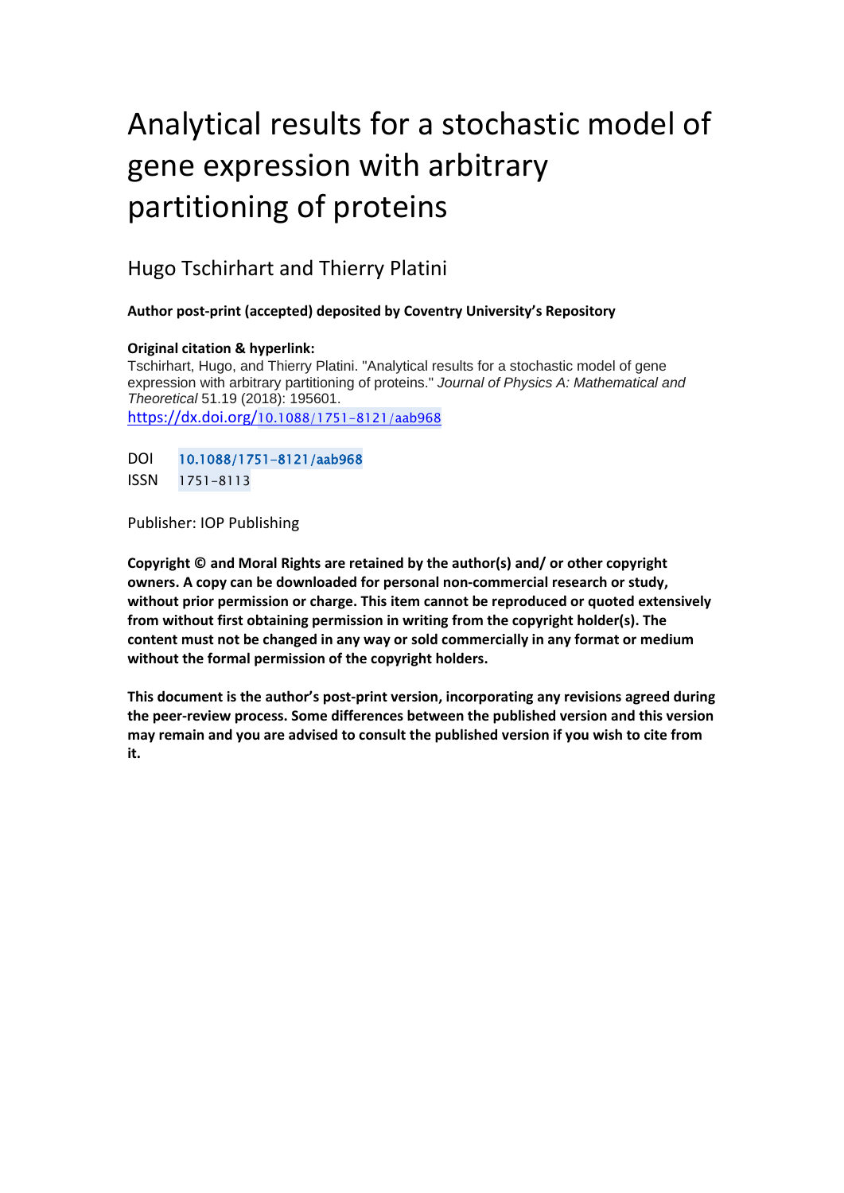# Analytical results for a stochastic model of gene expression with arbitrary partitioning of proteins

Hugo Tschirhart and Thierry Platini

**Author post-print (accepted) deposited by Coventry University's Repository**

**Original citation & hyperlink:**

Tschirhart, Hugo, and Thierry Platini. "Analytical results for a stochastic model of gene expression with arbitrary partitioning of proteins." *Journal of Physics A: Mathematical and Theoretical* 51.19 (2018): 195601.

https://dx.doi.org/10.1088/1751-8121/aab968

DOI 10.1088/1751-8121/aab968

ISSN 1751-8113

Publisher: IOP Publishing

**Copyright © and Moral Rights are retained by the author(s) and/ or other copyright owners. A copy can be downloaded for personal non-commercial research or study, without prior permission or charge. This item cannot be reproduced or quoted extensively from without first obtaining permission in writing from the copyright holder(s). The content must not be changed in any way or sold commercially in any format or medium without the formal permission of the copyright holders.**

**This document is the author's post-print version, incorporating any revisions agreed during the peer-review process. Some differences between the published version and this version may remain and you are advised to consult the published version if you wish to cite from it.**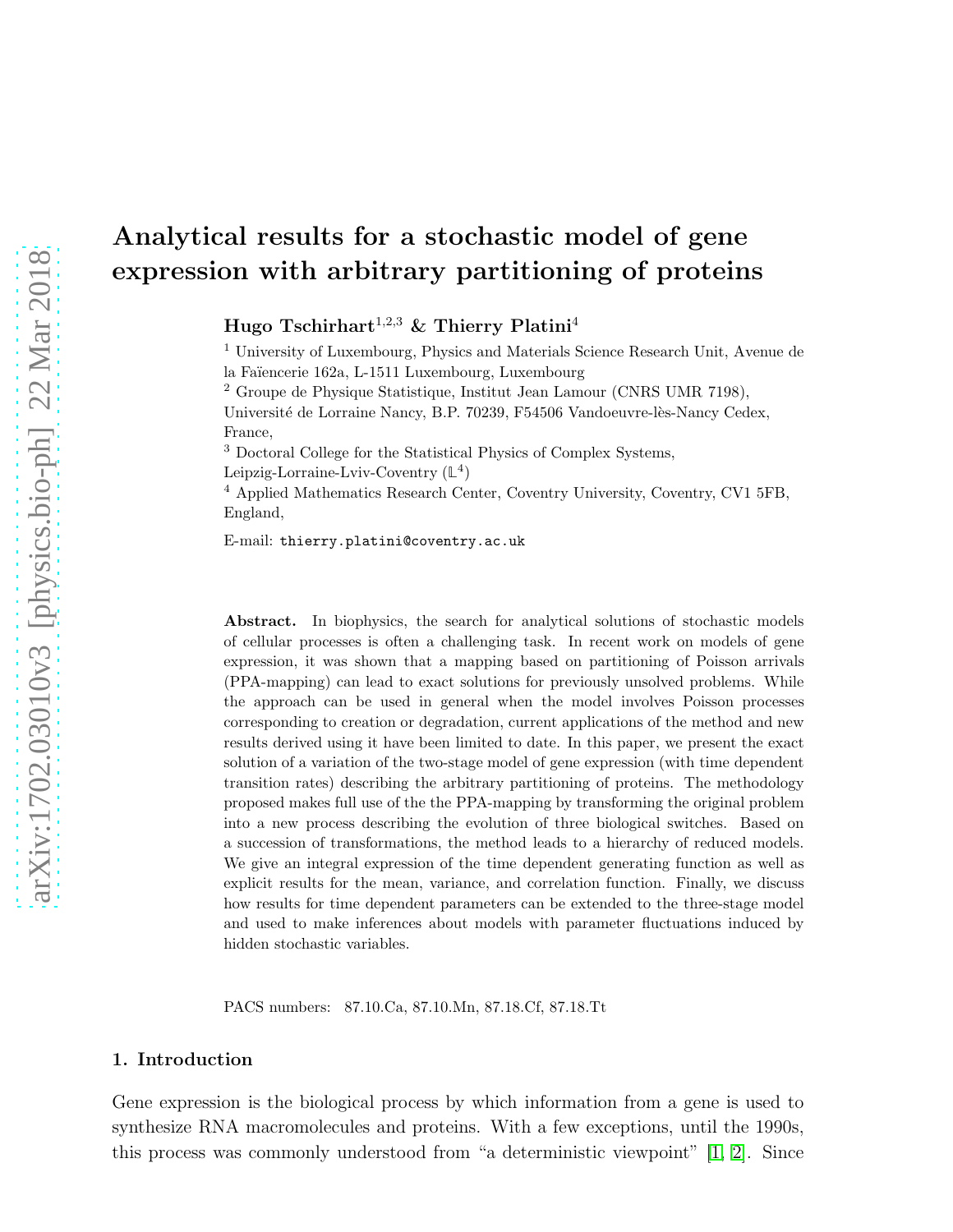# Analytical results for a stochastic model of gene expression with arbitrary partitioning of proteins

**Hugo Tschirhart**[1,2,3] **& Thierry Platini**[4]

[1] University of Luxembourg, Physics and Materials Science Research Unit, Avenue de la Faïencerie 162a, L-1511 Luxembourg, Luxembourg

[2] Groupe de Physique Statistique, Institut Jean Lamour (CNRS UMR 7198), Université de Lorraine Nancy, B.P. 70239, F54506 Vandoeuvre-lès-Nancy Cedex, France,

[3] Doctoral College for the Statistical Physics of Complex Systems, Leipzig-Lorraine-Lviv-Coventry ($\mathbb{L}^4$)

[4] Applied Mathematics Research Center, Coventry University, Coventry, CV1 5FB, England,

E-mail: thierry.platini@coventry.ac.uk

**Abstract.** In biophysics, the search for analytical solutions of stochastic models of cellular processes is often a challenging task. In recent work on models of gene expression, it was shown that a mapping based on partitioning of Poisson arrivals (PPA-mapping) can lead to exact solutions for previously unsolved problems. While the approach can be used in general when the model involves Poisson processes corresponding to creation or degradation, current applications of the method and new results derived using it have been limited to date. In this paper, we present the exact solution of a variation of the two-stage model of gene expression (with time dependent transition rates) describing the arbitrary partitioning of proteins. The methodology proposed makes full use of the the PPA-mapping by transforming the original problem into a new process describing the evolution of three biological switches. Based on a succession of transformations, the method leads to a hierarchy of reduced models. We give an integral expression of the time dependent generating function as well as explicit results for the mean, variance, and correlation function. Finally, we discuss how results for time dependent parameters can be extended to the three-stage model and used to make inferences about models with parameter fluctuations induced by hidden stochastic variables.

PACS numbers: 87.10.Ca, 87.10.Mn, 87.18.Cf, 87.18.Tt

## 1. Introduction

Gene expression is the biological process by which information from a gene is used to synthesize RNA macromolecules and proteins. With a few exceptions, until the 1990s, this process was commonly understood from "a deterministic viewpoint" [1, 2]. Since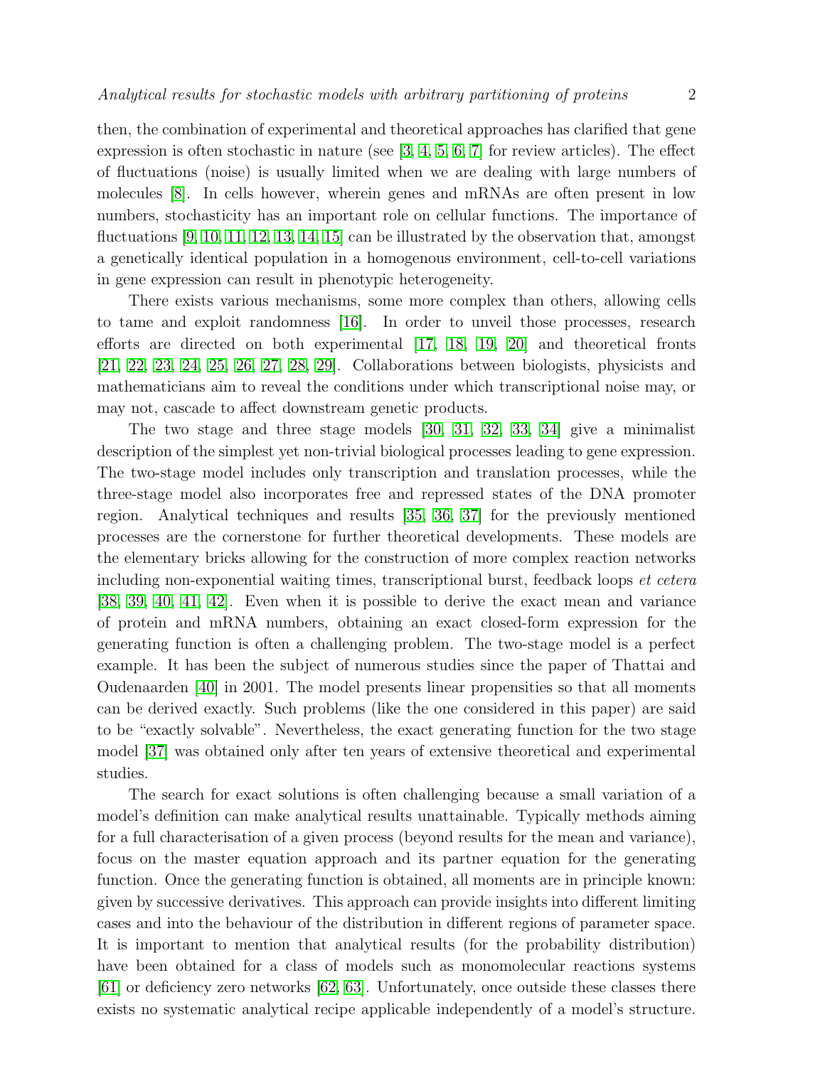then, the combination of experimental and theoretical approaches has clarified that gene expression is often stochastic in nature (see [3, 4, 5, 6, 7] for review articles). The effect of fluctuations (noise) is usually limited when we are dealing with large numbers of molecules [8]. In cells however, wherein genes and mRNAs are often present in low numbers, stochasticity has an important role on cellular functions. The importance of fluctuations [9, 10, 11, 12, 13, 14, 15] can be illustrated by the observation that, amongst a genetically identical population in a homogenous environment, cell-to-cell variations in gene expression can result in phenotypic heterogeneity.

There exists various mechanisms, some more complex than others, allowing cells to tame and exploit randomness [16]. In order to unveil those processes, research efforts are directed on both experimental [17, 18, 19, 20] and theoretical fronts [21, 22, 23, 24, 25, 26, 27, 28, 29]. Collaborations between biologists, physicists and mathematicians aim to reveal the conditions under which transcriptional noise may, or may not, cascade to affect downstream genetic products.

The two stage and three stage models [30, 31, 32, 33, 34] give a minimalist description of the simplest yet non-trivial biological processes leading to gene expression. The two-stage model includes only transcription and translation processes, while the three-stage model also incorporates free and repressed states of the DNA promoter region. Analytical techniques and results [35, 36, 37] for the previously mentioned processes are the cornerstone for further theoretical developments. These models are the elementary bricks allowing for the construction of more complex reaction networks including non-exponential waiting times, transcriptional burst, feedback loops *et cetera* [38, 39, 40, 41, 42]. Even when it is possible to derive the exact mean and variance of protein and mRNA numbers, obtaining an exact closed-form expression for the generating function is often a challenging problem. The two-stage model is a perfect example. It has been the subject of numerous studies since the paper of Thattai and Oudenaarden [40] in 2001. The model presents linear propensities so that all moments can be derived exactly. Such problems (like the one considered in this paper) are said to be "exactly solvable". Nevertheless, the exact generating function for the two stage model [37] was obtained only after ten years of extensive theoretical and experimental studies.

The search for exact solutions is often challenging because a small variation of a model's definition can make analytical results unattainable. Typically methods aiming for a full characterisation of a given process (beyond results for the mean and variance), focus on the master equation approach and its partner equation for the generating function. Once the generating function is obtained, all moments are in principle known: given by successive derivatives. This approach can provide insights into different limiting cases and into the behaviour of the distribution in different regions of parameter space. It is important to mention that analytical results (for the probability distribution) have been obtained for a class of models such as monomolecular reactions systems [61] or deficiency zero networks [62, 63]. Unfortunately, once outside these classes there exists no systematic analytical recipe applicable independently of a model's structure.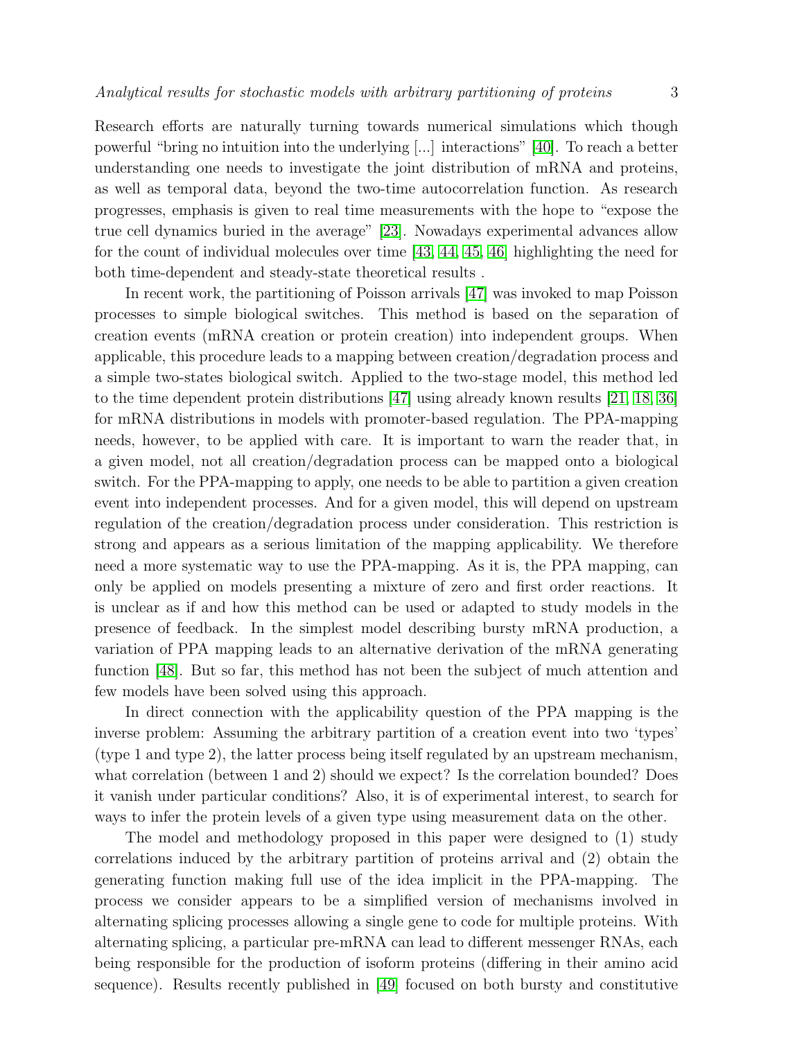Research efforts are naturally turning towards numerical simulations which though powerful "bring no intuition into the underlying [...] interactions" [40]. To reach a better understanding one needs to investigate the joint distribution of mRNA and proteins, as well as temporal data, beyond the two-time autocorrelation function. As research progresses, emphasis is given to real time measurements with the hope to "expose the true cell dynamics buried in the average" [23]. Nowadays experimental advances allow for the count of individual molecules over time [43, 44, 45, 46] highlighting the need for both time-dependent and steady-state theoretical results .

In recent work, the partitioning of Poisson arrivals [47] was invoked to map Poisson processes to simple biological switches. This method is based on the separation of creation events (mRNA creation or protein creation) into independent groups. When applicable, this procedure leads to a mapping between creation/degradation process and a simple two-states biological switch. Applied to the two-stage model, this method led to the time dependent protein distributions [47] using already known results [21, 18, 36] for mRNA distributions in models with promoter-based regulation. The PPA-mapping needs, however, to be applied with care. It is important to warn the reader that, in a given model, not all creation/degradation process can be mapped onto a biological switch. For the PPA-mapping to apply, one needs to be able to partition a given creation event into independent processes. And for a given model, this will depend on upstream regulation of the creation/degradation process under consideration. This restriction is strong and appears as a serious limitation of the mapping applicability. We therefore need a more systematic way to use the PPA-mapping. As it is, the PPA mapping, can only be applied on models presenting a mixture of zero and first order reactions. It is unclear as if and how this method can be used or adapted to study models in the presence of feedback. In the simplest model describing bursty mRNA production, a variation of PPA mapping leads to an alternative derivation of the mRNA generating function [48]. But so far, this method has not been the subject of much attention and few models have been solved using this approach.

In direct connection with the applicability question of the PPA mapping is the inverse problem: Assuming the arbitrary partition of a creation event into two 'types' (type 1 and type 2), the latter process being itself regulated by an upstream mechanism, what correlation (between 1 and 2) should we expect? Is the correlation bounded? Does it vanish under particular conditions? Also, it is of experimental interest, to search for ways to infer the protein levels of a given type using measurement data on the other.

The model and methodology proposed in this paper were designed to (1) study correlations induced by the arbitrary partition of proteins arrival and (2) obtain the generating function making full use of the idea implicit in the PPA-mapping. The process we consider appears to be a simplified version of mechanisms involved in alternating splicing processes allowing a single gene to code for multiple proteins. With alternating splicing, a particular pre-mRNA can lead to different messenger RNAs, each being responsible for the production of isoform proteins (differing in their amino acid sequence). Results recently published in [49] focused on both bursty and constitutive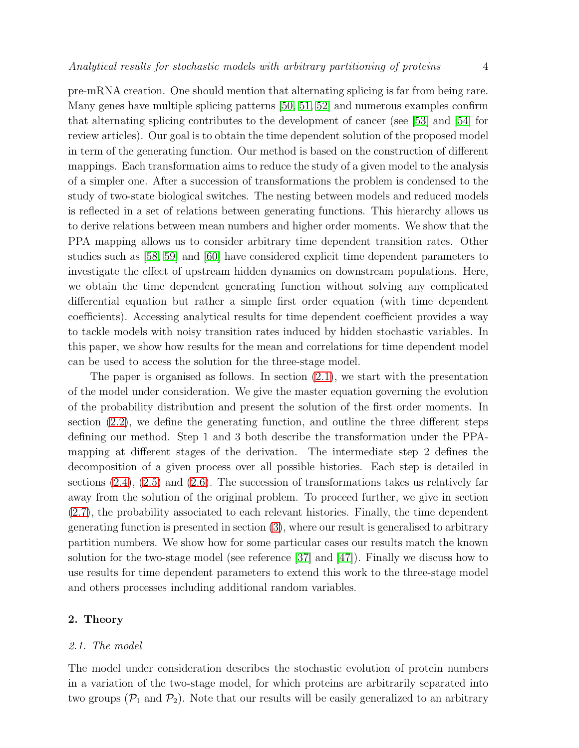pre-mRNA creation. One should mention that alternating splicing is far from being rare. Many genes have multiple splicing patterns [50, 51, 52] and numerous examples confirm that alternating splicing contributes to the development of cancer (see [53] and [54] for review articles). Our goal is to obtain the time dependent solution of the proposed model in term of the generating function. Our method is based on the construction of different mappings. Each transformation aims to reduce the study of a given model to the analysis of a simpler one. After a succession of transformations the problem is condensed to the study of two-state biological switches. The nesting between models and reduced models is reflected in a set of relations between generating functions. This hierarchy allows us to derive relations between mean numbers and higher order moments. We show that the PPA mapping allows us to consider arbitrary time dependent transition rates. Other studies such as [58, 59] and [60] have considered explicit time dependent parameters to investigate the effect of upstream hidden dynamics on downstream populations. Here, we obtain the time dependent generating function without solving any complicated differential equation but rather a simple first order equation (with time dependent coefficients). Accessing analytical results for time dependent coefficient provides a way to tackle models with noisy transition rates induced by hidden stochastic variables. In this paper, we show how results for the mean and correlations for time dependent model can be used to access the solution for the three-stage model.

The paper is organised as follows. In section (2.1), we start with the presentation of the model under consideration. We give the master equation governing the evolution of the probability distribution and present the solution of the first order moments. In section (2.2), we define the generating function, and outline the three different steps defining our method. Step 1 and 3 both describe the transformation under the PPA-mapping at different stages of the derivation. The intermediate step 2 defines the decomposition of a given process over all possible histories. Each step is detailed in sections (2.4), (2.5) and (2.6). The succession of transformations takes us relatively far away from the solution of the original problem. To proceed further, we give in section (2.7), the probability associated to each relevant histories. Finally, the time dependent generating function is presented in section (3), where our result is generalised to arbitrary partition numbers. We show how for some particular cases our results match the known solution for the two-stage model (see reference [37] and [47]). Finally we discuss how to use results for time dependent parameters to extend this work to the three-stage model and others processes including additional random variables.

## 2. Theory

### *2.1. The model*

The model under consideration describes the stochastic evolution of protein numbers in a variation of the two-stage model, for which proteins are arbitrarily separated into two groups ($\mathcal{P}_1$ and $\mathcal{P}_2$). Note that our results will be easily generalized to an arbitrary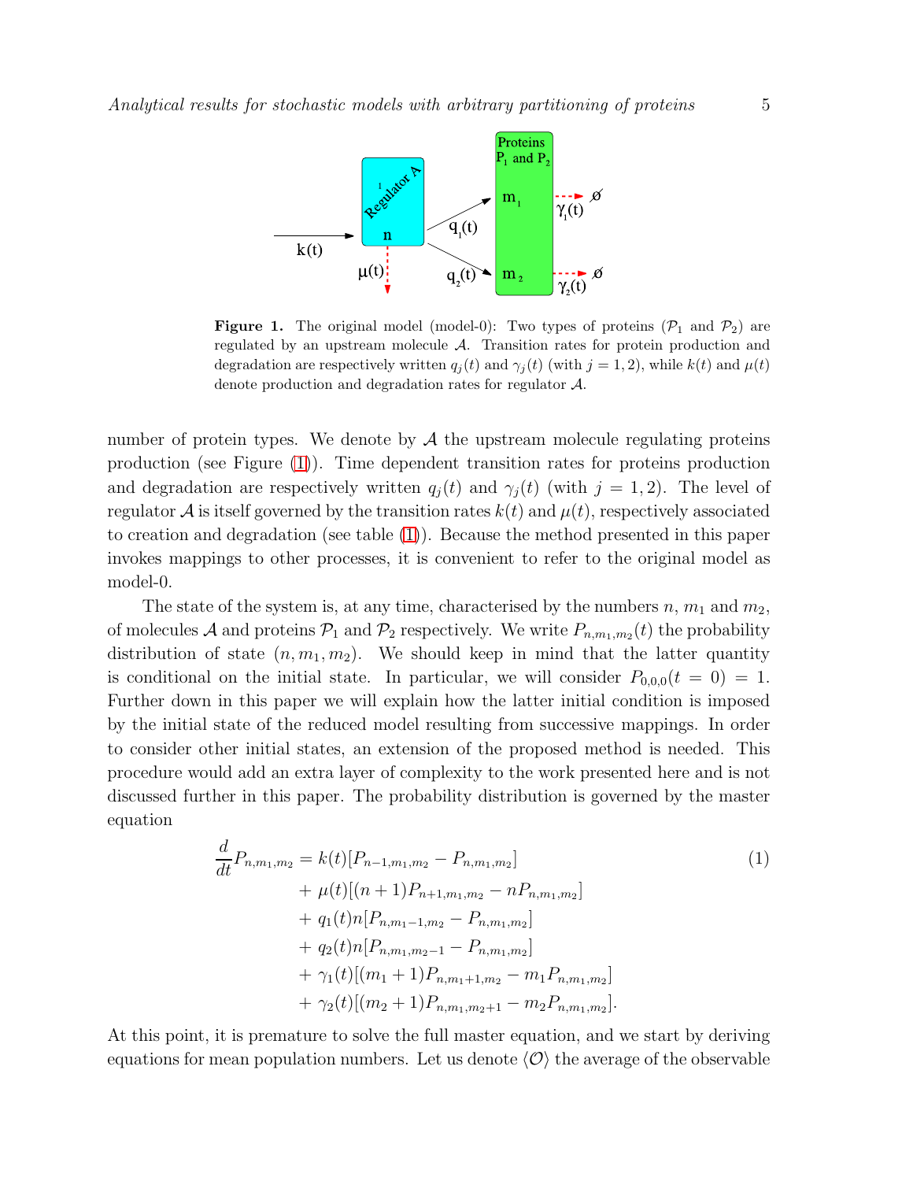**Figure 1.** The original model (model-0): Two types of proteins ($\mathcal{P}_1$ and $\mathcal{P}_2$) are regulated by an upstream molecule $\mathcal{A}$. Transition rates for protein production and degradation are respectively written $q_j(t)$ and $\gamma_j(t)$ (with $j = 1, 2$), while $k(t)$ and $\mu(t)$ denote production and degradation rates for regulator $\mathcal{A}$.

number of protein types. We denote by $\mathcal{A}$ the upstream molecule regulating proteins production (see Figure (1)). Time dependent transition rates for proteins production and degradation are respectively written $q_j(t)$ and $\gamma_j(t)$ (with $j = 1, 2$). The level of regulator $\mathcal{A}$ is itself governed by the transition rates $k(t)$ and $\mu(t)$, respectively associated to creation and degradation (see table (1)). Because the method presented in this paper invokes mappings to other processes, it is convenient to refer to the original model as model-0.

The state of the system is, at any time, characterised by the numbers $n$, $m_1$ and $m_2$, of molecules $\mathcal{A}$ and proteins $\mathcal{P}_1$ and $\mathcal{P}_2$ respectively. We write $P_{n,m_1,m_2}(t)$ the probability distribution of state $(n, m_1, m_2)$. We should keep in mind that the latter quantity is conditional on the initial state. In particular, we will consider $P_{0,0,0}(t = 0) = 1$. Further down in this paper we will explain how the latter initial condition is imposed by the initial state of the reduced model resulting from successive mappings. In order to consider other initial states, an extension of the proposed method is needed. This procedure would add an extra layer of complexity to the work presented here and is not discussed further in this paper. The probability distribution is governed by the master equation

$$
\begin{aligned}
\frac{d}{dt}P_{n,m_1,m_2} &= k(t)[P_{n-1,m_1,m_2} - P_{n,m_1,m_2}] \\
&+ \mu(t)[(n+1)P_{n+1,m_1,m_2} - nP_{n,m_1,m_2}] \\
&+ q_1(t)n[P_{n,m_1-1,m_2} - P_{n,m_1,m_2}] \\
&+ q_2(t)n[P_{n,m_1,m_2-1} - P_{n,m_1,m_2}] \\
&+ \gamma_1(t)[(m_1+1)P_{n,m_1+1,m_2} - m_1P_{n,m_1,m_2}] \\
&+ \gamma_2(t)[(m_2+1)P_{n,m_1,m_2+1} - m_2P_{n,m_1,m_2}].
\end{aligned} \tag{1}
$$

At this point, it is premature to solve the full master equation, and we start by deriving equations for mean population numbers. Let us denote $\langle \mathcal{O} \rangle$ the average of the observable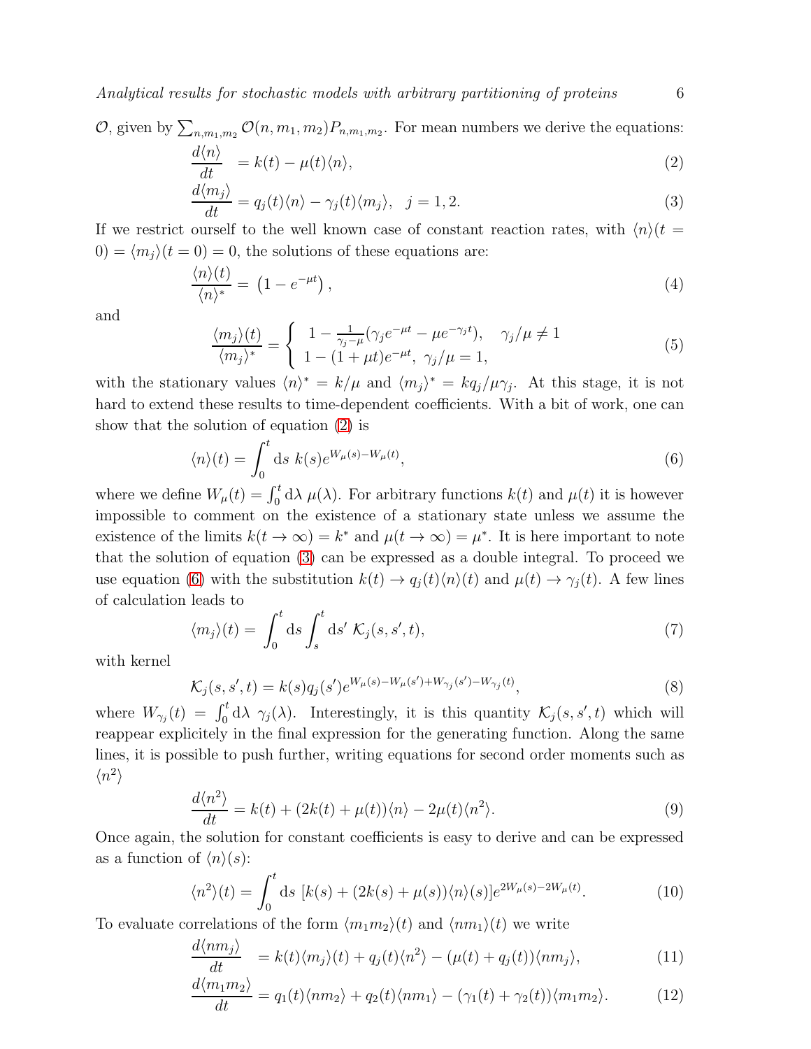$\mathcal{O}$, given by $\sum_{n,m_1,m_2} \mathcal{O}(n, m_1, m_2) P_{n,m_1,m_2}$. For mean numbers we derive the equations:

$$\frac{d\langle n\rangle}{dt} = k(t) - \mu(t)\langle n\rangle, \tag{2}$$

$$\frac{d\langle m_j\rangle}{dt} = q_j(t)\langle n\rangle - \gamma_j(t)\langle m_j\rangle, \quad j = 1, 2. \tag{3}$$

If we restrict ourself to the well known case of constant reaction rates, with $\langle n\rangle(t = 0) = \langle m_j\rangle(t = 0) = 0$, the solutions of these equations are:

$$\frac{\langle n\rangle(t)}{\langle n\rangle^*} = \left(1 - e^{-\mu t}\right), \tag{4}$$

and

$$\frac{\langle m_j\rangle(t)}{\langle m_j\rangle^*} = \begin{cases} 1 - \frac{1}{\gamma_j - \mu}(\gamma_j e^{-\mu t} - \mu e^{-\gamma_j t}), & \gamma_j/\mu \neq 1 \\ 1 - (1 + \mu t)e^{-\mu t}, & \gamma_j/\mu = 1, \end{cases} \tag{5}$$

with the stationary values $\langle n\rangle^* = k/\mu$ and $\langle m_j\rangle^* = kq_j/\mu\gamma_j$. At this stage, it is not hard to extend these results to time-dependent coefficients. With a bit of work, one can show that the solution of equation (2) is

$$\langle n\rangle(t) = \int_0^t \mathrm{d}s\; k(s) e^{W_\mu(s) - W_\mu(t)}, \tag{6}$$

where we define $W_\mu(t) = \int_0^t \mathrm{d}\lambda\; \mu(\lambda)$. For arbitrary functions $k(t)$ and $\mu(t)$ it is however impossible to comment on the existence of a stationary state unless we assume the existence of the limits $k(t \to \infty) = k^*$ and $\mu(t \to \infty) = \mu^*$. It is here important to note that the solution of equation (3) can be expressed as a double integral. To proceed we use equation (6) with the substitution $k(t) \to q_j(t)\langle n\rangle(t)$ and $\mu(t) \to \gamma_j(t)$. A few lines of calculation leads to

$$\langle m_j\rangle(t) = \int_0^t \mathrm{d}s \int_s^t \mathrm{d}s'\; \mathcal{K}_j(s, s', t), \tag{7}$$

with kernel

$$\mathcal{K}_j(s, s', t) = k(s) q_j(s') e^{W_\mu(s) - W_\mu(s') + W_{\gamma_j}(s') - W_{\gamma_j}(t)}, \tag{8}$$

where $W_{\gamma_j}(t) = \int_0^t \mathrm{d}\lambda\; \gamma_j(\lambda)$. Interestingly, it is this quantity $\mathcal{K}_j(s, s', t)$ which will reappear explicitely in the final expression for the generating function. Along the same lines, it is possible to push further, writing equations for second order moments such as $\langle n^2\rangle$

$$\frac{d\langle n^2\rangle}{dt} = k(t) + (2k(t) + \mu(t))\langle n\rangle - 2\mu(t)\langle n^2\rangle. \tag{9}$$

Once again, the solution for constant coefficients is easy to derive and can be expressed as a function of $\langle n\rangle(s)$:

$$\langle n^2\rangle(t) = \int_0^t \mathrm{d}s\; [k(s) + (2k(s) + \mu(s))\langle n\rangle(s)] e^{2W_\mu(s) - 2W_\mu(t)}. \tag{10}$$

To evaluate correlations of the form $\langle m_1 m_2\rangle(t)$ and $\langle n m_1\rangle(t)$ we write

$$\frac{d\langle n m_j\rangle}{dt} = k(t)\langle m_j\rangle(t) + q_j(t)\langle n^2\rangle - (\mu(t) + q_j(t))\langle n m_j\rangle, \tag{11}$$

$$\frac{d\langle m_1 m_2\rangle}{dt} = q_1(t)\langle n m_2\rangle + q_2(t)\langle n m_1\rangle - (\gamma_1(t) + \gamma_2(t))\langle m_1 m_2\rangle. \tag{12}$$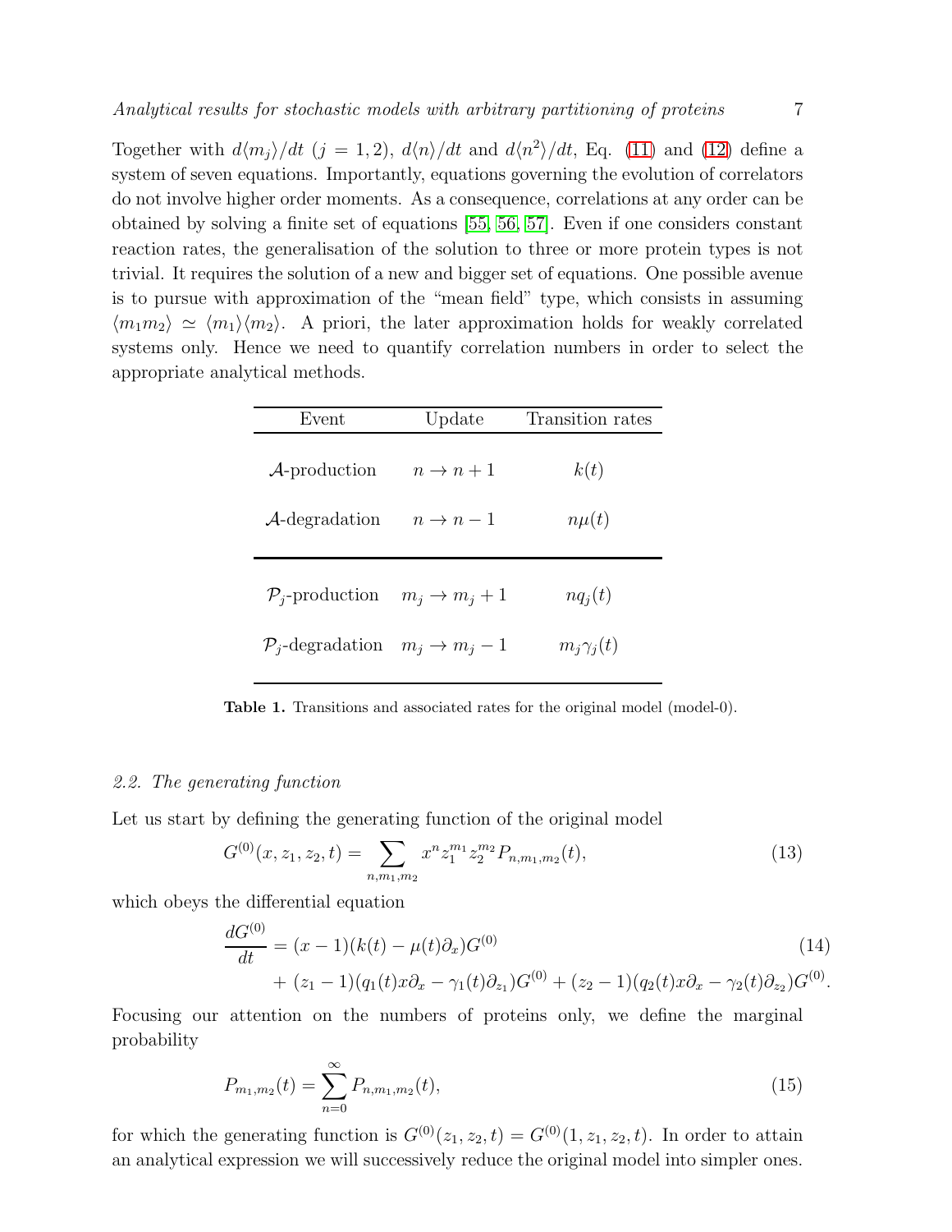Together with $d\langle m_j\rangle/dt$ ($j = 1, 2$), $d\langle n\rangle/dt$ and $d\langle n^2\rangle/dt$, Eq. (11) and (12) define a system of seven equations. Importantly, equations governing the evolution of correlators do not involve higher order moments. As a consequence, correlations at any order can be obtained by solving a finite set of equations [55, 56, 57]. Even if one considers constant reaction rates, the generalisation of the solution to three or more protein types is not trivial. It requires the solution of a new and bigger set of equations. One possible avenue is to pursue with approximation of the "mean field" type, which consists in assuming $\langle m_1 m_2\rangle \simeq \langle m_1\rangle\langle m_2\rangle$. A priori, the later approximation holds for weakly correlated systems only. Hence we need to quantify correlation numbers in order to select the appropriate analytical methods.

| Event | Update | Transition rates |
|---|---|---|
| $\mathcal{A}$-production | $n \to n+1$ | $k(t)$ |
| $\mathcal{A}$-degradation | $n \to n-1$ | $n\mu(t)$ |
| $\mathcal{P}_j$-production | $m_j \to m_j+1$ | $nq_j(t)$ |
| $\mathcal{P}_j$-degradation | $m_j \to m_j-1$ | $m_j\gamma_j(t)$ |

**Table 1.** Transitions and associated rates for the original model (model-0).

### 2.2. The generating function

Let us start by defining the generating function of the original model

$$G^{(0)}(x, z_1, z_2, t) = \sum_{n,m_1,m_2} x^n z_1^{m_1} z_2^{m_2} P_{n,m_1,m_2}(t), \tag{13}$$

which obeys the differential equation

$$\begin{aligned}\frac{dG^{(0)}}{dt} &= (x-1)(k(t) - \mu(t)\partial_x)G^{(0)} \\ &+ (z_1-1)(q_1(t)x\partial_x - \gamma_1(t)\partial_{z_1})G^{(0)} + (z_2-1)(q_2(t)x\partial_x - \gamma_2(t)\partial_{z_2})G^{(0)}.\end{aligned} \tag{14}$$

Focusing our attention on the numbers of proteins only, we define the marginal probability

$$P_{m_1,m_2}(t) = \sum_{n=0}^{\infty} P_{n,m_1,m_2}(t), \tag{15}$$

for which the generating function is $G^{(0)}(z_1, z_2, t) = G^{(0)}(1, z_1, z_2, t)$. In order to attain an analytical expression we will successively reduce the original model into simpler ones.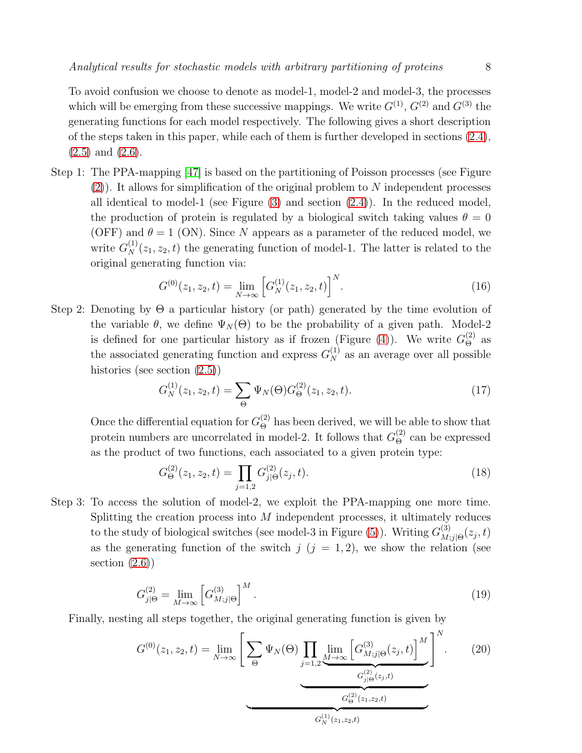To avoid confusion we choose to denote as model-1, model-2 and model-3, the processes which will be emerging from these successive mappings. We write $G^{(1)}$, $G^{(2)}$ and $G^{(3)}$ the generating functions for each model respectively. The following gives a short description of the steps taken in this paper, while each of them is further developed in sections (2.4), (2.5) and (2.6).

Step 1: The PPA-mapping [47] is based on the partitioning of Poisson processes (see Figure (2)). It allows for simplification of the original problem to $N$ independent processes all identical to model-1 (see Figure (3) and section (2.4)). In the reduced model, the production of protein is regulated by a biological switch taking values $\theta = 0$ (OFF) and $\theta = 1$ (ON). Since $N$ appears as a parameter of the reduced model, we write $G^{(1)}_N(z_1, z_2, t)$ the generating function of model-1. The latter is related to the original generating function via:

$$G^{(0)}(z_1, z_2, t) = \lim_{N\to\infty} \left[ G^{(1)}_N(z_1, z_2, t) \right]^N. \tag{16}$$

Step 2: Denoting by $\Theta$ a particular history (or path) generated by the time evolution of the variable $\theta$, we define $\Psi_N(\Theta)$ to be the probability of a given path. Model-2 is defined for one particular history as if frozen (Figure (4)). We write $G^{(2)}_\Theta$ as the associated generating function and express $G^{(1)}_N$ as an average over all possible histories (see section (2.5))

$$G^{(1)}_N(z_1, z_2, t) = \sum_\Theta \Psi_N(\Theta) G^{(2)}_\Theta(z_1, z_2, t). \tag{17}$$

Once the differential equation for $G^{(2)}_\Theta$ has been derived, we will be able to show that protein numbers are uncorrelated in model-2. It follows that $G^{(2)}_\Theta$ can be expressed as the product of two functions, each associated to a given protein type:

$$G^{(2)}_\Theta(z_1, z_2, t) = \prod_{j=1,2} G^{(2)}_{j|\Theta}(z_j, t). \tag{18}$$

Step 3: To access the solution of model-2, we exploit the PPA-mapping one more time. Splitting the creation process into $M$ independent processes, it ultimately reduces to the study of biological switches (see model-3 in Figure (5)). Writing $G^{(3)}_{M;j|\Theta}(z_j, t)$ as the generating function of the switch $j$ ($j = 1, 2$), we show the relation (see section (2.6))

$$G^{(2)}_{j|\Theta} = \lim_{M\to\infty} \left[ G^{(3)}_{M;j|\Theta} \right]^M. \tag{19}$$

Finally, nesting all steps together, the original generating function is given by

$$G^{(0)}(z_1, z_2, t) = \lim_{N\to\infty} \Bigg[ \underbrace{\sum_\Theta \Psi_N(\Theta) \underbrace{\prod_{j=1,2} \underbrace{\lim_{M\to\infty} \left[ G^{(3)}_{M;j|\Theta}(z_j, t) \right]^M}_{G^{(2)}_{j|\Theta}(z_j,t)}}_{G^{(2)}_\Theta(z_1,z_2,t)}}_{G^{(1)}_N(z_1,z_2,t)} \Bigg]^N. \tag{20}$$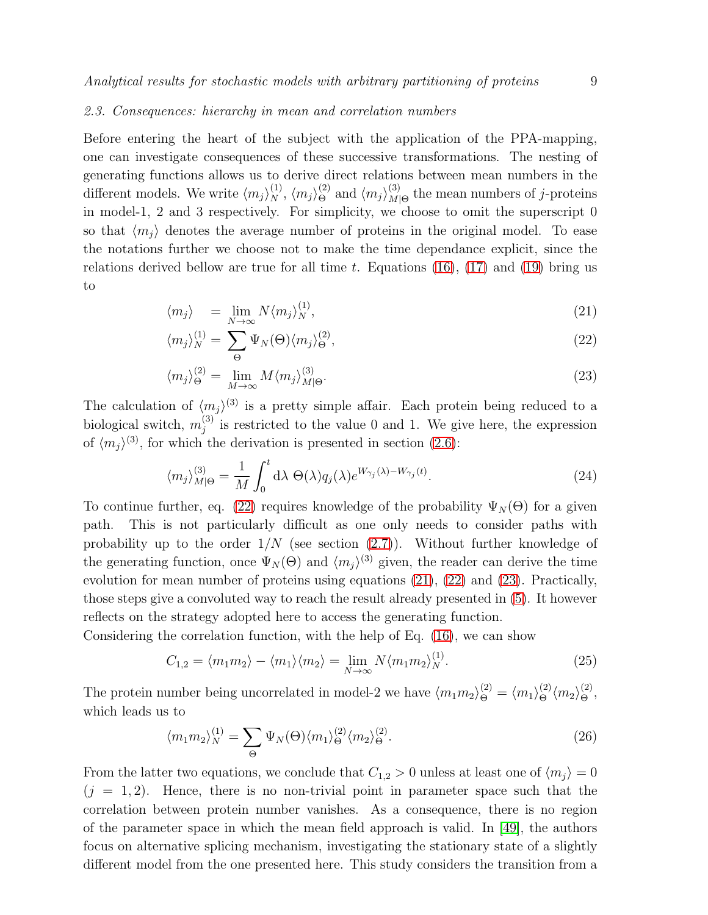### 2.3. Consequences: hierarchy in mean and correlation numbers

Before entering the heart of the subject with the application of the PPA-mapping, one can investigate consequences of these successive transformations. The nesting of generating functions allows us to derive direct relations between mean numbers in the different models. We write $\langle m_j \rangle_N^{(1)}$, $\langle m_j \rangle_\Theta^{(2)}$ and $\langle m_j \rangle_{M|\Theta}^{(3)}$ the mean numbers of $j$-proteins in model-1, 2 and 3 respectively. For simplicity, we choose to omit the superscript 0 so that $\langle m_j \rangle$ denotes the average number of proteins in the original model. To ease the notations further we choose not to make the time dependance explicit, since the relations derived bellow are true for all time $t$. Equations (16), (17) and (19) bring us to

$$\langle m_j \rangle = \lim_{N\to\infty} N \langle m_j \rangle_N^{(1)}, \tag{21}$$

$$\langle m_j \rangle_N^{(1)} = \sum_\Theta \Psi_N(\Theta) \langle m_j \rangle_\Theta^{(2)}, \tag{22}$$

$$\langle m_j \rangle_\Theta^{(2)} = \lim_{M\to\infty} M \langle m_j \rangle_{M|\Theta}^{(3)}. \tag{23}$$

The calculation of $\langle m_j \rangle^{(3)}$ is a pretty simple affair. Each protein being reduced to a biological switch, $m_j^{(3)}$ is restricted to the value 0 and 1. We give here, the expression of $\langle m_j \rangle^{(3)}$, for which the derivation is presented in section (2.6):

$$\langle m_j \rangle_{M|\Theta}^{(3)} = \frac{1}{M} \int_0^t \mathrm{d}\lambda \; \Theta(\lambda) q_j(\lambda) e^{W_{\gamma_j}(\lambda) - W_{\gamma_j}(t)}. \tag{24}$$

To continue further, eq. (22) requires knowledge of the probability $\Psi_N(\Theta)$ for a given path. This is not particularly difficult as one only needs to consider paths with probability up to the order $1/N$ (see section (2.7)). Without further knowledge of the generating function, once $\Psi_N(\Theta)$ and $\langle m_j \rangle^{(3)}$ given, the reader can derive the time evolution for mean number of proteins using equations (21), (22) and (23). Practically, those steps give a convoluted way to reach the result already presented in (5). It however reflects on the strategy adopted here to access the generating function.

Considering the correlation function, with the help of Eq. (16), we can show

$$C_{1,2} = \langle m_1 m_2 \rangle - \langle m_1 \rangle \langle m_2 \rangle = \lim_{N\to\infty} N \langle m_1 m_2 \rangle_N^{(1)}. \tag{25}$$

The protein number being uncorrelated in model-2 we have $\langle m_1 m_2 \rangle_\Theta^{(2)} = \langle m_1 \rangle_\Theta^{(2)} \langle m_2 \rangle_\Theta^{(2)}$, which leads us to

$$\langle m_1 m_2 \rangle_N^{(1)} = \sum_\Theta \Psi_N(\Theta) \langle m_1 \rangle_\Theta^{(2)} \langle m_2 \rangle_\Theta^{(2)}. \tag{26}$$

From the latter two equations, we conclude that $C_{1,2} > 0$ unless at least one of $\langle m_j \rangle = 0$ ($j = 1, 2$). Hence, there is no non-trivial point in parameter space such that the correlation between protein number vanishes. As a consequence, there is no region of the parameter space in which the mean field approach is valid. In [49], the authors focus on alternative splicing mechanism, investigating the stationary state of a slightly different model from the one presented here. This study considers the transition from a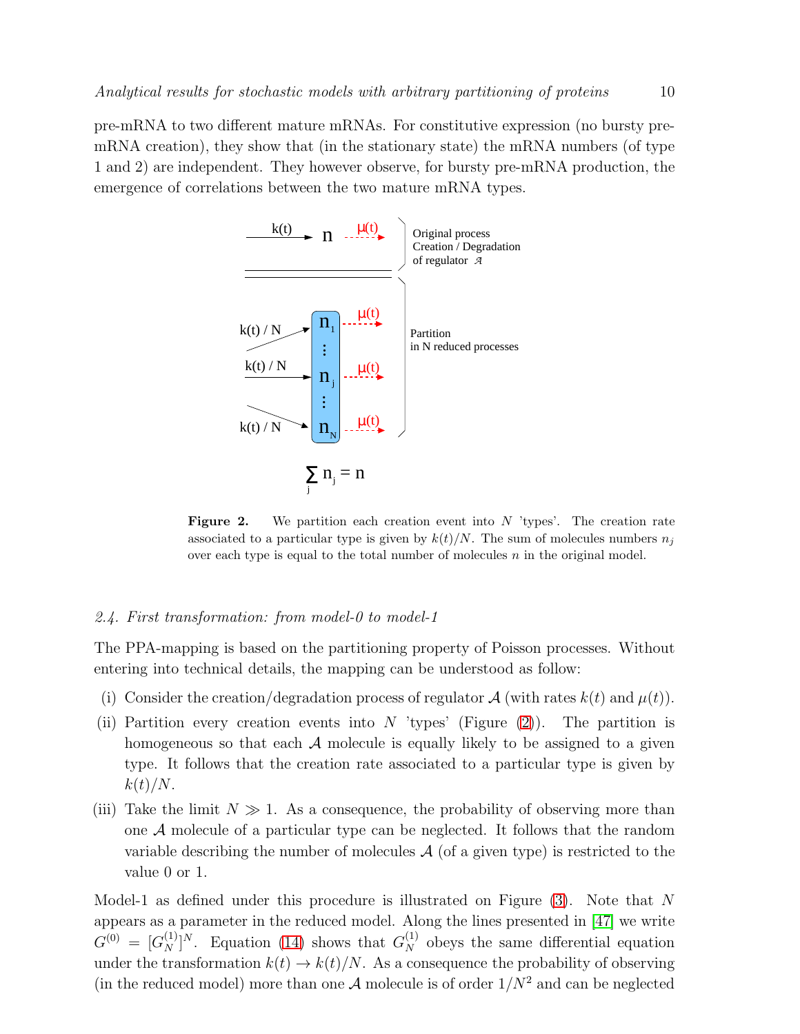pre-mRNA to two different mature mRNAs. For constitutive expression (no bursty pre-mRNA creation), they show that (in the stationary state) the mRNA numbers (of type 1 and 2) are independent. They however observe, for bursty pre-mRNA production, the emergence of correlations between the two mature mRNA types.

**Figure 2.** We partition each creation event into $N$ 'types'. The creation rate associated to a particular type is given by $k(t)/N$. The sum of molecules numbers $n_j$ over each type is equal to the total number of molecules $n$ in the original model.

### 2.4. First transformation: from model-0 to model-1

The PPA-mapping is based on the partitioning property of Poisson processes. Without entering into technical details, the mapping can be understood as follow:

(i) Consider the creation/degradation process of regulator $\mathcal{A}$ (with rates $k(t)$ and $\mu(t)$).

(ii) Partition every creation events into $N$ 'types' (Figure (2)). The partition is homogeneous so that each $\mathcal{A}$ molecule is equally likely to be assigned to a given type. It follows that the creation rate associated to a particular type is given by $k(t)/N$.

(iii) Take the limit $N \gg 1$. As a consequence, the probability of observing more than one $\mathcal{A}$ molecule of a particular type can be neglected. It follows that the random variable describing the number of molecules $\mathcal{A}$ (of a given type) is restricted to the value 0 or 1.

Model-1 as defined under this procedure is illustrated on Figure (3). Note that $N$ appears as a parameter in the reduced model. Along the lines presented in [47] we write $G^{(0)} = [G_N^{(1)}]^N$. Equation (14) shows that $G_N^{(1)}$ obeys the same differential equation under the transformation $k(t) \to k(t)/N$. As a consequence the probability of observing (in the reduced model) more than one $\mathcal{A}$ molecule is of order $1/N^2$ and can be neglected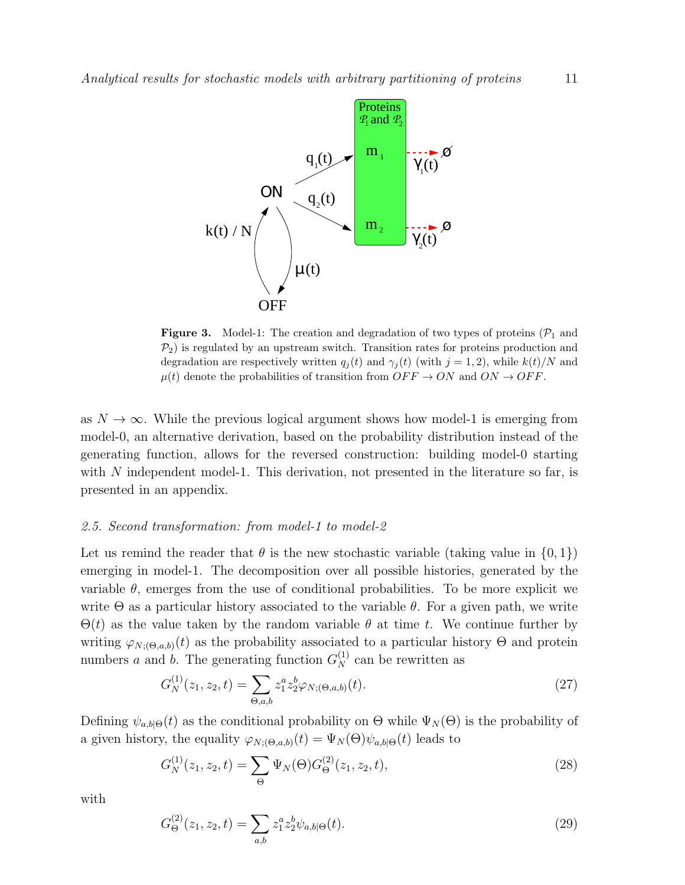**Figure 3.** Model-1: The creation and degradation of two types of proteins ($\mathcal{P}_1$ and $\mathcal{P}_2$) is regulated by an upstream switch. Transition rates for proteins production and degradation are respectively written $q_j(t)$ and $\gamma_j(t)$ (with $j = 1, 2$), while $k(t)/N$ and $\mu(t)$ denote the probabilities of transition from $OFF \to ON$ and $ON \to OFF$.

as $N \to \infty$. While the previous logical argument shows how model-1 is emerging from model-0, an alternative derivation, based on the probability distribution instead of the generating function, allows for the reversed construction: building model-0 starting with $N$ independent model-1. This derivation, not presented in the literature so far, is presented in an appendix.

### *2.5. Second transformation: from model-1 to model-2*

Let us remind the reader that $\theta$ is the new stochastic variable (taking value in $\{0, 1\}$) emerging in model-1. The decomposition over all possible histories, generated by the variable $\theta$, emerges from the use of conditional probabilities. To be more explicit we write $\Theta$ as a particular history associated to the variable $\theta$. For a given path, we write $\Theta(t)$ as the value taken by the random variable $\theta$ at time $t$. We continue further by writing $\varphi_{N;(\Theta,a,b)}(t)$ as the probability associated to a particular history $\Theta$ and protein numbers $a$ and $b$. The generating function $G_N^{(1)}$ can be rewritten as

$$G_N^{(1)}(z_1, z_2, t) = \sum_{\Theta,a,b} z_1^a z_2^b \varphi_{N;(\Theta,a,b)}(t). \tag{27}$$

Defining $\psi_{a,b|\Theta}(t)$ as the conditional probability on $\Theta$ while $\Psi_N(\Theta)$ is the probability of a given history, the equality $\varphi_{N;(\Theta,a,b)}(t) = \Psi_N(\Theta)\psi_{a,b|\Theta}(t)$ leads to

$$G_N^{(1)}(z_1, z_2, t) = \sum_{\Theta} \Psi_N(\Theta) G_\Theta^{(2)}(z_1, z_2, t), \tag{28}$$

with

$$G_\Theta^{(2)}(z_1, z_2, t) = \sum_{a,b} z_1^a z_2^b \psi_{a,b|\Theta}(t). \tag{29}$$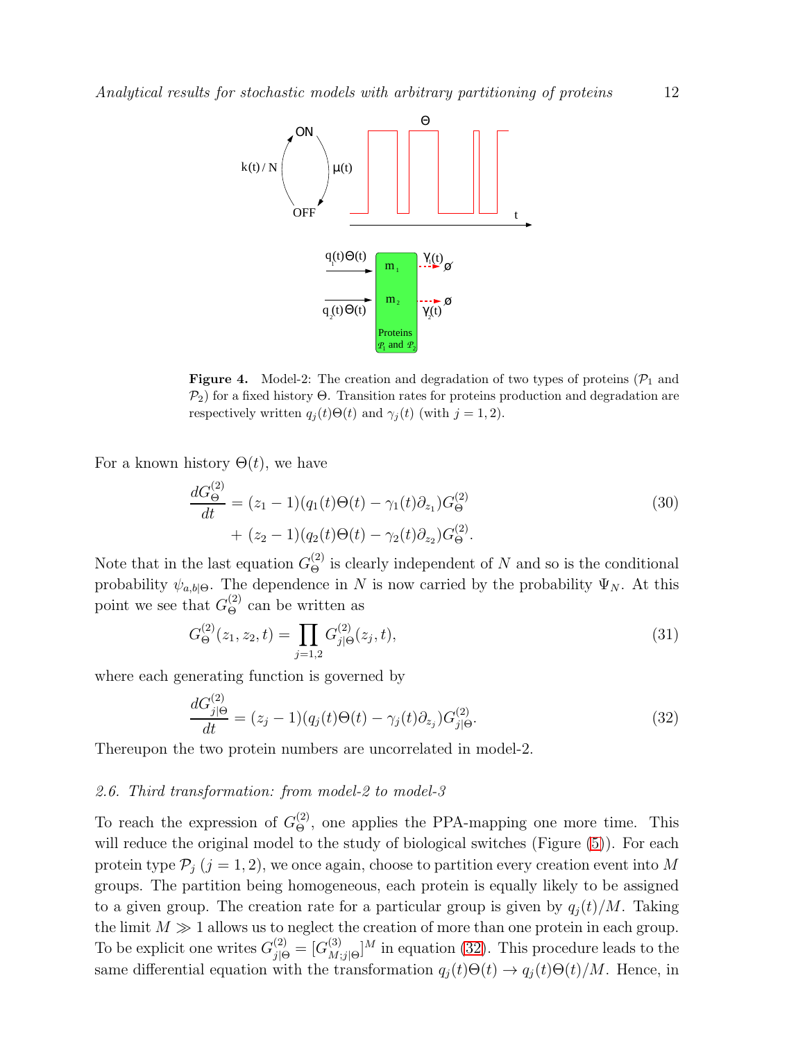**Figure 4.** Model-2: The creation and degradation of two types of proteins ($\mathcal{P}_1$ and $\mathcal{P}_2$) for a fixed history $\Theta$. Transition rates for proteins production and degradation are respectively written $q_j(t)\Theta(t)$ and $\gamma_j(t)$ (with $j = 1, 2$).

For a known history $\Theta(t)$, we have

$$\frac{dG^{(2)}_{\Theta}}{dt} = (z_1 - 1)(q_1(t)\Theta(t) - \gamma_1(t)\partial_{z_1})G^{(2)}_{\Theta} + (z_2 - 1)(q_2(t)\Theta(t) - \gamma_2(t)\partial_{z_2})G^{(2)}_{\Theta}. \tag{30}$$

Note that in the last equation $G^{(2)}_{\Theta}$ is clearly independent of $N$ and so is the conditional probability $\psi_{a,b|\Theta}$. The dependence in $N$ is now carried by the probability $\Psi_N$. At this point we see that $G^{(2)}_{\Theta}$ can be written as

$$G^{(2)}_{\Theta}(z_1, z_2, t) = \prod_{j=1,2} G^{(2)}_{j|\Theta}(z_j, t), \tag{31}$$

where each generating function is governed by

$$\frac{dG^{(2)}_{j|\Theta}}{dt} = (z_j - 1)(q_j(t)\Theta(t) - \gamma_j(t)\partial_{z_j})G^{(2)}_{j|\Theta}. \tag{32}$$

Thereupon the two protein numbers are uncorrelated in model-2.

### *2.6. Third transformation: from model-2 to model-3*

To reach the expression of $G^{(2)}_{\Theta}$, one applies the PPA-mapping one more time. This will reduce the original model to the study of biological switches (Figure (5)). For each protein type $\mathcal{P}_j$ ($j = 1, 2$), we once again, choose to partition every creation event into $M$ groups. The partition being homogeneous, each protein is equally likely to be assigned to a given group. The creation rate for a particular group is given by $q_j(t)/M$. Taking the limit $M \gg 1$ allows us to neglect the creation of more than one protein in each group. To be explicit one writes $G^{(2)}_{j|\Theta} = [G^{(3)}_{M;j|\Theta}]^M$ in equation (32). This procedure leads to the same differential equation with the transformation $q_j(t)\Theta(t) \to q_j(t)\Theta(t)/M$. Hence, in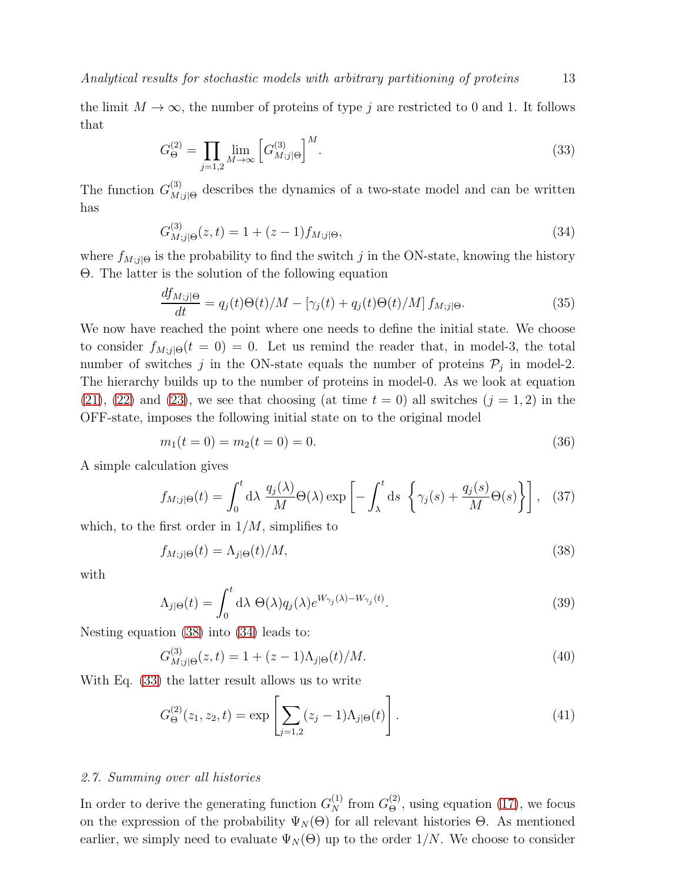the limit $M \to \infty$, the number of proteins of type $j$ are restricted to 0 and 1. It follows that

$$G_{\Theta}^{(2)} = \prod_{j=1,2} \lim_{M\to\infty} \left[ G_{M;j|\Theta}^{(3)} \right]^M. \tag{33}$$

The function $G_{M;j|\Theta}^{(3)}$ describes the dynamics of a two-state model and can be written has

$$G_{M;j|\Theta}^{(3)}(z,t) = 1 + (z-1) f_{M;j|\Theta}, \tag{34}$$

where $f_{M;j|\Theta}$ is the probability to find the switch $j$ in the ON-state, knowing the history $\Theta$. The latter is the solution of the following equation

$$\frac{df_{M;j|\Theta}}{dt} = q_j(t)\Theta(t)/M - \left[\gamma_j(t) + q_j(t)\Theta(t)/M\right] f_{M;j|\Theta}. \tag{35}$$

We now have reached the point where one needs to define the initial state. We choose to consider $f_{M;j|\Theta}(t=0) = 0$. Let us remind the reader that, in model-3, the total number of switches $j$ in the ON-state equals the number of proteins $\mathcal{P}_j$ in model-2. The hierarchy builds up to the number of proteins in model-0. As we look at equation (21), (22) and (23), we see that choosing (at time $t=0$) all switches ($j=1,2$) in the OFF-state, imposes the following initial state on to the original model

$$m_1(t=0) = m_2(t=0) = 0. \tag{36}$$

A simple calculation gives

$$f_{M;j|\Theta}(t) = \int_0^t \mathrm{d}\lambda \; \frac{q_j(\lambda)}{M}\Theta(\lambda) \exp\left[ -\int_\lambda^t \mathrm{d}s \; \left\{ \gamma_j(s) + \frac{q_j(s)}{M}\Theta(s) \right\} \right], \tag{37}$$

which, to the first order in $1/M$, simplifies to

$$f_{M;j|\Theta}(t) = \Lambda_{j|\Theta}(t)/M, \tag{38}$$

with

$$\Lambda_{j|\Theta}(t) = \int_0^t \mathrm{d}\lambda \; \Theta(\lambda) q_j(\lambda) e^{W_{\gamma_j}(\lambda) - W_{\gamma_j}(t)}. \tag{39}$$

Nesting equation (38) into (34) leads to:

$$G_{M;j|\Theta}^{(3)}(z,t) = 1 + (z-1)\Lambda_{j|\Theta}(t)/M. \tag{40}$$

With Eq. (33) the latter result allows us to write

$$G_{\Theta}^{(2)}(z_1,z_2,t) = \exp\left[ \sum_{j=1,2} (z_j - 1)\Lambda_{j|\Theta}(t) \right]. \tag{41}$$

### *2.7. Summing over all histories*

In order to derive the generating function $G_N^{(1)}$ from $G_{\Theta}^{(2)}$, using equation (17), we focus on the expression of the probability $\Psi_N(\Theta)$ for all relevant histories $\Theta$. As mentioned earlier, we simply need to evaluate $\Psi_N(\Theta)$ up to the order $1/N$. We choose to consider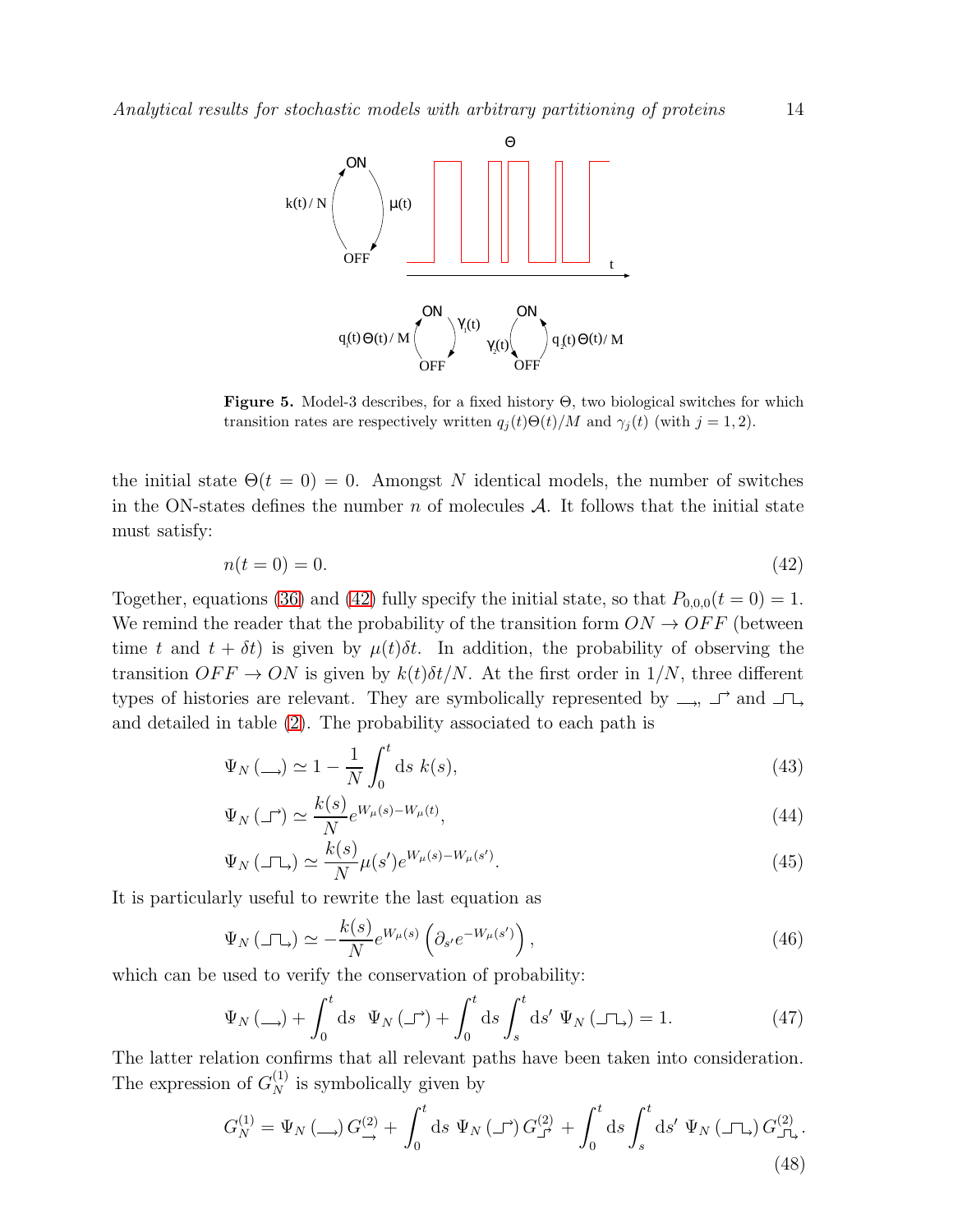**Figure 5.** Model-3 describes, for a fixed history $\Theta$, two biological switches for which transition rates are respectively written $q_j(t)\Theta(t)/M$ and $\gamma_j(t)$ (with $j = 1, 2$).

the initial state $\Theta(t = 0) = 0$. Amongst $N$ identical models, the number of switches in the ON-states defines the number $n$ of molecules $\mathcal{A}$. It follows that the initial state must satisfy:

$$n(t = 0) = 0. \tag{42}$$

Together, equations (36) and (42) fully specify the initial state, so that $P_{0,0,0}(t = 0) = 1$. We remind the reader that the probability of the transition form $ON \to OFF$ (between time $t$ and $t + \delta t$) is given by $\mu(t)\delta t$. In addition, the probability of observing the transition $OFF \to ON$ is given by $k(t)\delta t/N$. At the first order in $1/N$, three different types of histories are relevant. They are symbolically represented by $\rightarrow$, $\lrcorner\!\!\!\!\nearrow$ and $\sqcap\!\!\!\searrow$, and detailed in table (2). The probability associated to each path is

$$\Psi_N\left(\rightarrow\right) \simeq 1 - \frac{1}{N}\int_0^t \mathrm{d}s\ k(s), \tag{43}$$

$$\Psi_N\left(\lrcorner\!\!\nearrow\right) \simeq \frac{k(s)}{N} e^{W_\mu(s) - W_\mu(t)}, \tag{44}$$

$$\Psi_N\left(\sqcap\!\!\searrow\right) \simeq \frac{k(s)}{N} \mu(s') e^{W_\mu(s) - W_\mu(s')}. \tag{45}$$

It is particularly useful to rewrite the last equation as

$$\Psi_N\left(\sqcap\!\!\searrow\right) \simeq -\frac{k(s)}{N} e^{W_\mu(s)}\left(\partial_{s'} e^{-W_\mu(s')}\right), \tag{46}$$

which can be used to verify the conservation of probability:

$$\Psi_N\left(\rightarrow\right) + \int_0^t \mathrm{d}s\ \ \Psi_N\left(\lrcorner\!\!\nearrow\right) + \int_0^t \mathrm{d}s \int_s^t \mathrm{d}s'\ \Psi_N\left(\sqcap\!\!\searrow\right) = 1. \tag{47}$$

The latter relation confirms that all relevant paths have been taken into consideration. The expression of $G_N^{(1)}$ is symbolically given by

$$G_N^{(1)} = \Psi_N\left(\rightarrow\right) G^{(2)}_{\rightarrow} + \int_0^t \mathrm{d}s\ \Psi_N\left(\lrcorner\!\!\nearrow\right) G^{(2)}_{\lrcorner\!\nearrow} + \int_0^t \mathrm{d}s \int_s^t \mathrm{d}s'\ \Psi_N\left(\sqcap\!\!\searrow\right) G^{(2)}_{\sqcap\!\searrow}. \tag{48}$$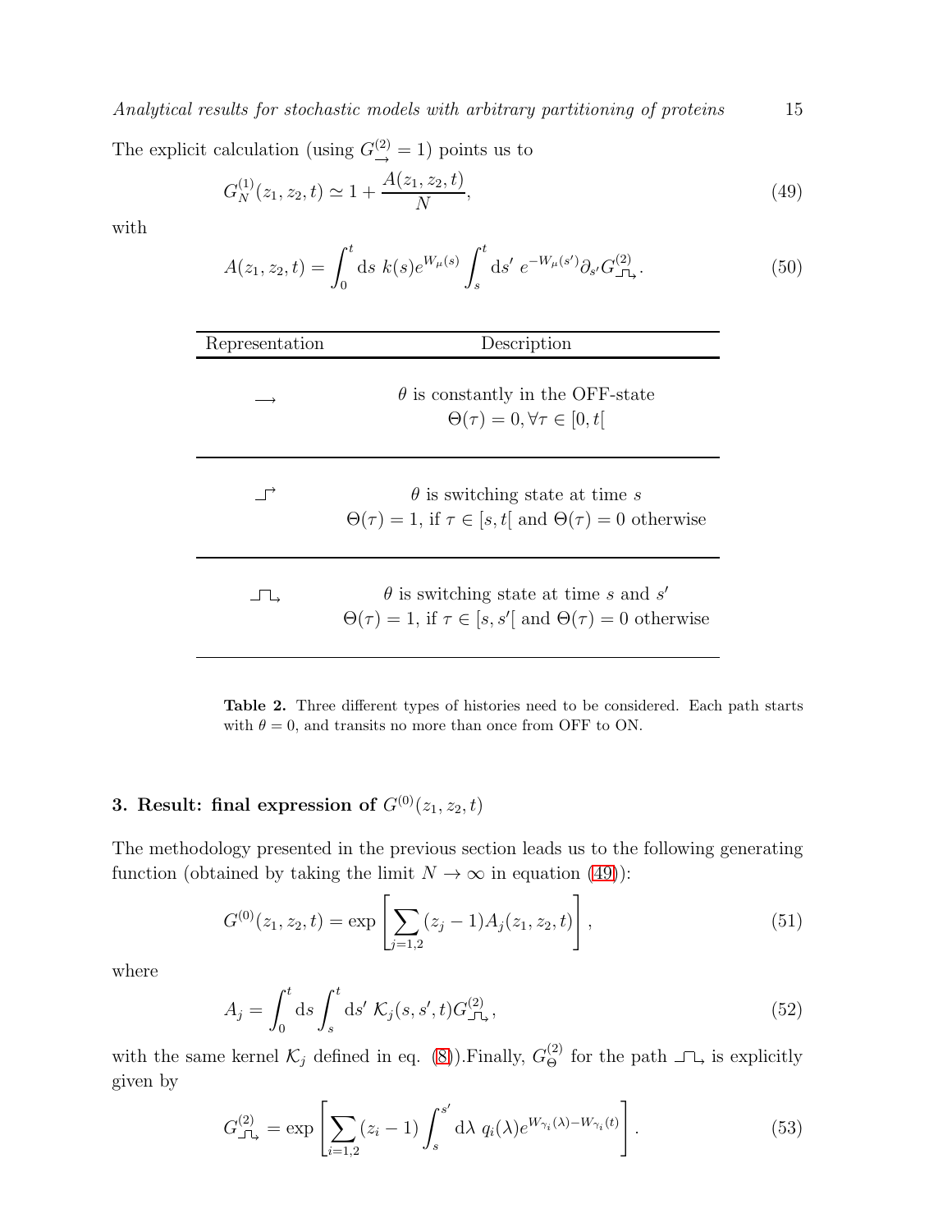The explicit calculation (using $G^{(2)}_{\rightarrow} = 1$) points us to

$$G^{(1)}_N(z_1, z_2, t) \simeq 1 + \frac{A(z_1, z_2, t)}{N}, \tag{49}$$

with

$$A(z_1, z_2, t) = \int_0^t \mathrm{d}s\ k(s) e^{W_\mu(s)} \int_s^t \mathrm{d}s'\ e^{-W_\mu(s')} \partial_{s'} G^{(2)}_{\sqcap\!\!\sqcup}. \tag{50}$$

| Representation | Description |
|---|---|
| $\longrightarrow$ | $\theta$ is constantly in the OFF-state<br>$\Theta(\tau) = 0, \forall \tau \in [0, t[$ |
| $\lrcorner\!\!\rightarrow$ | $\theta$ is switching state at time $s$<br>$\Theta(\tau) = 1$, if $\tau \in [s, t[$ and $\Theta(\tau) = 0$ otherwise |
| $\sqcap\!\!\rightarrow$ | $\theta$ is switching state at time $s$ and $s'$<br>$\Theta(\tau) = 1$, if $\tau \in [s, s'[$ and $\Theta(\tau) = 0$ otherwise |

**Table 2.** Three different types of histories need to be considered. Each path starts with $\theta = 0$, and transits no more than once from OFF to ON.

## 3. Result: final expression of $G^{(0)}(z_1, z_2, t)$

The methodology presented in the previous section leads us to the following generating function (obtained by taking the limit $N \to \infty$ in equation (49)):

$$G^{(0)}(z_1, z_2, t) = \exp\left[\sum_{j=1,2} (z_j - 1) A_j(z_1, z_2, t)\right], \tag{51}$$

where

$$A_j = \int_0^t \mathrm{d}s \int_s^t \mathrm{d}s'\ \mathcal{K}_j(s, s', t) G^{(2)}_{\sqcap\!\!\sqcup}, \tag{52}$$

with the same kernel $\mathcal{K}_j$ defined in eq. (8)).Finally, $G^{(2)}_\Theta$ for the path $\sqcap\!\!\sqcup$ is explicitly given by

$$G^{(2)}_{\sqcap\!\!\sqcup} = \exp\left[\sum_{i=1,2} (z_i - 1) \int_s^{s'} \mathrm{d}\lambda\ q_i(\lambda) e^{W_{\gamma_i}(\lambda) - W_{\gamma_i}(t)}\right]. \tag{53}$$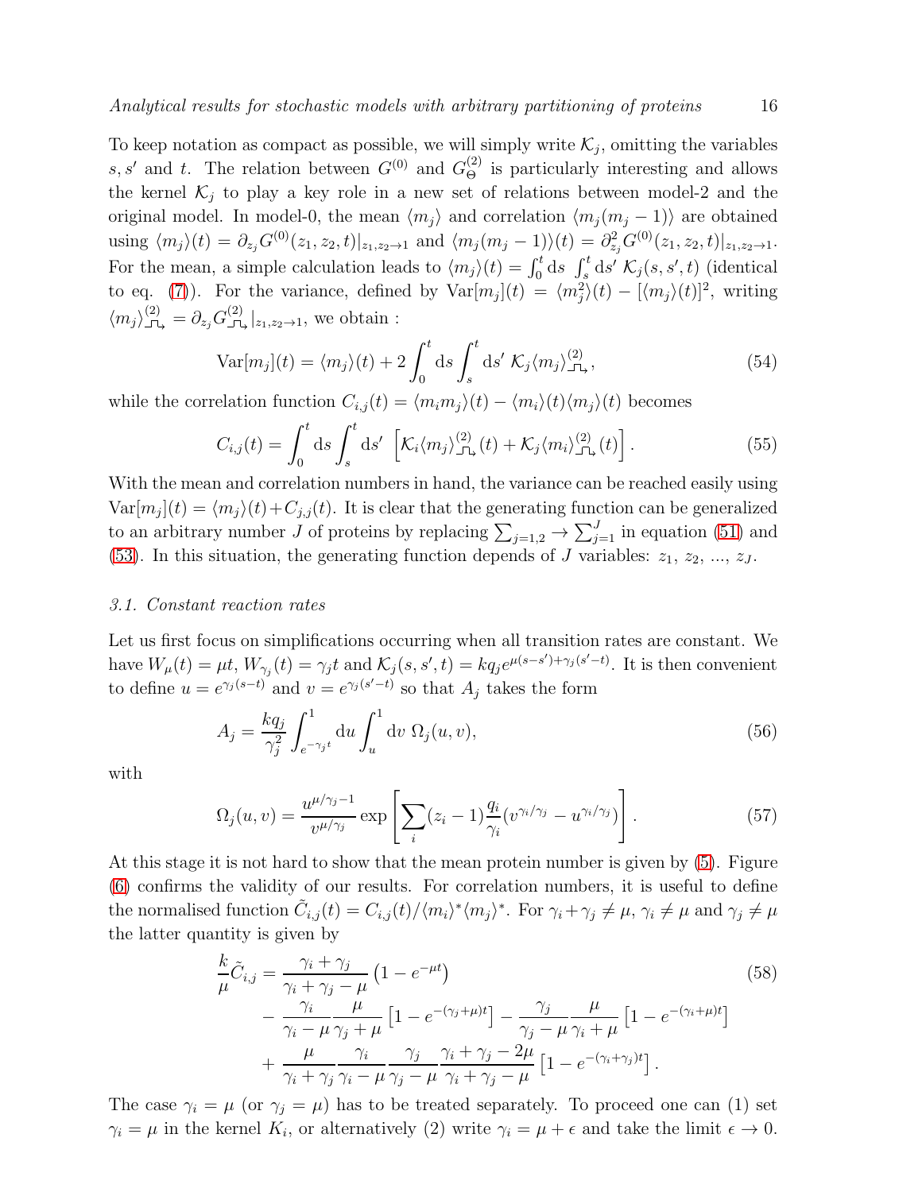To keep notation as compact as possible, we will simply write $\mathcal{K}_j$, omitting the variables $s, s'$ and $t$. The relation between $G^{(0)}$ and $G^{(2)}_{\Theta}$ is particularly interesting and allows the kernel $\mathcal{K}_j$ to play a key role in a new set of relations between model-2 and the original model. In model-0, the mean $\langle m_j \rangle$ and correlation $\langle m_j(m_j-1)\rangle$ are obtained using $\langle m_j\rangle(t) = \partial_{z_j} G^{(0)}(z_1, z_2, t)|_{z_1,z_2\to 1}$ and $\langle m_j(m_j-1)\rangle(t) = \partial^2_{z_j} G^{(0)}(z_1, z_2, t)|_{z_1,z_2\to 1}$. For the mean, a simple calculation leads to $\langle m_j\rangle(t) = \int_0^t \mathrm{d}s \int_s^t \mathrm{d}s' \, \mathcal{K}_j(s, s', t)$ (identical to eq. (7)). For the variance, defined by $\mathrm{Var}[m_j](t) = \langle m_j^2\rangle(t) - [\langle m_j\rangle(t)]^2$, writing $\langle m_j\rangle^{(2)}_{\sqcap\!\sqcup} = \partial_{z_j} G^{(2)}_{\sqcap\!\sqcup}|_{z_1,z_2\to 1}$, we obtain :

$$\mathrm{Var}[m_j](t) = \langle m_j\rangle(t) + 2\int_0^t \mathrm{d}s \int_s^t \mathrm{d}s' \; \mathcal{K}_j \langle m_j\rangle^{(2)}_{\sqcap\!\sqcup}, \tag{54}$$

while the correlation function $C_{i,j}(t) = \langle m_i m_j\rangle(t) - \langle m_i\rangle(t)\langle m_j\rangle(t)$ becomes

$$C_{i,j}(t) = \int_0^t \mathrm{d}s \int_s^t \mathrm{d}s' \; \left[\mathcal{K}_i \langle m_j\rangle^{(2)}_{\sqcap\!\sqcup}(t) + \mathcal{K}_j \langle m_i\rangle^{(2)}_{\sqcap\!\sqcup}(t)\right]. \tag{55}$$

With the mean and correlation numbers in hand, the variance can be reached easily using $\mathrm{Var}[m_j](t) = \langle m_j\rangle(t) + C_{j,j}(t)$. It is clear that the generating function can be generalized to an arbitrary number $J$ of proteins by replacing $\sum_{j=1,2} \to \sum_{j=1}^{J}$ in equation (51) and (53). In this situation, the generating function depends of $J$ variables: $z_1$, $z_2$, ..., $z_J$.

### 3.1. Constant reaction rates

Let us first focus on simplifications occurring when all transition rates are constant. We have $W_\mu(t) = \mu t$, $W_{\gamma_j}(t) = \gamma_j t$ and $\mathcal{K}_j(s, s', t) = k q_j e^{\mu(s-s') + \gamma_j(s'-t)}$. It is then convenient to define $u = e^{\gamma_j(s-t)}$ and $v = e^{\gamma_j(s'-t)}$ so that $A_j$ takes the form

$$A_j = \frac{k q_j}{\gamma_j^2} \int_{e^{-\gamma_j t}}^{1} \mathrm{d}u \int_u^1 \mathrm{d}v \; \Omega_j(u, v), \tag{56}$$

with

$$\Omega_j(u, v) = \frac{u^{\mu/\gamma_j - 1}}{v^{\mu/\gamma_j}} \exp\left[\sum_i (z_i - 1)\frac{q_i}{\gamma_i}(v^{\gamma_i/\gamma_j} - u^{\gamma_i/\gamma_j})\right]. \tag{57}$$

At this stage it is not hard to show that the mean protein number is given by (5). Figure (6) confirms the validity of our results. For correlation numbers, it is useful to define the normalised function $\tilde{C}_{i,j}(t) = C_{i,j}(t)/\langle m_i\rangle^* \langle m_j\rangle^*$. For $\gamma_i + \gamma_j \neq \mu$, $\gamma_i \neq \mu$ and $\gamma_j \neq \mu$ the latter quantity is given by

$$\begin{aligned}
\frac{k}{\mu}\tilde{C}_{i,j} &= \frac{\gamma_i + \gamma_j}{\gamma_i + \gamma_j - \mu}\left(1 - e^{-\mu t}\right) \\
&- \frac{\gamma_i}{\gamma_i - \mu}\frac{\mu}{\gamma_j + \mu}\left[1 - e^{-(\gamma_j + \mu)t}\right] - \frac{\gamma_j}{\gamma_j - \mu}\frac{\mu}{\gamma_i + \mu}\left[1 - e^{-(\gamma_i + \mu)t}\right] \\
&+ \frac{\mu}{\gamma_i + \gamma_j}\frac{\gamma_i}{\gamma_i - \mu}\frac{\gamma_j}{\gamma_j - \mu}\frac{\gamma_i + \gamma_j - 2\mu}{\gamma_i + \gamma_j - \mu}\left[1 - e^{-(\gamma_i + \gamma_j)t}\right].
\end{aligned} \tag{58}$$

The case $\gamma_i = \mu$ (or $\gamma_j = \mu$) has to be treated separately. To proceed one can (1) set $\gamma_i = \mu$ in the kernel $K_i$, or alternatively (2) write $\gamma_i = \mu + \epsilon$ and take the limit $\epsilon \to 0$.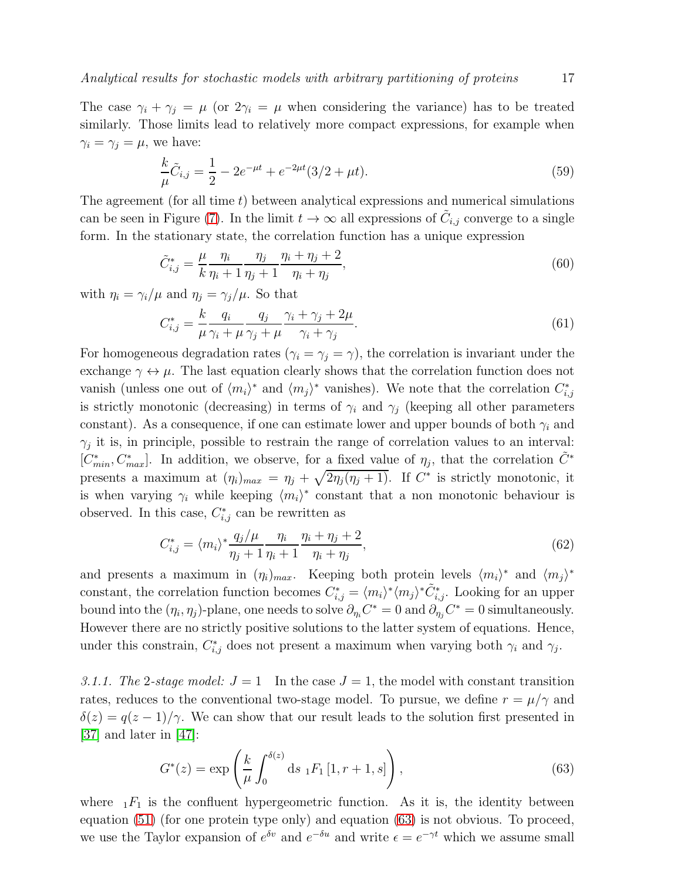The case $\gamma_i + \gamma_j = \mu$ (or $2\gamma_i = \mu$ when considering the variance) has to be treated similarly. Those limits lead to relatively more compact expressions, for example when $\gamma_i = \gamma_j = \mu$, we have:

$$\frac{k}{\mu}\tilde{C}_{i,j} = \frac{1}{2} - 2e^{-\mu t} + e^{-2\mu t}(3/2 + \mu t). \tag{59}$$

The agreement (for all time $t$) between analytical expressions and numerical simulations can be seen in Figure (7). In the limit $t \to \infty$ all expressions of $\tilde{C}_{i,j}$ converge to a single form. In the stationary state, the correlation function has a unique expression

$$\tilde{C}^*_{i,j} = \frac{\mu}{k}\frac{\eta_i}{\eta_i + 1}\frac{\eta_j}{\eta_j + 1}\frac{\eta_i + \eta_j + 2}{\eta_i + \eta_j}, \tag{60}$$

with $\eta_i = \gamma_i/\mu$ and $\eta_j = \gamma_j/\mu$. So that

$$C^*_{i,j} = \frac{k}{\mu}\frac{q_i}{\gamma_i + \mu}\frac{q_j}{\gamma_j + \mu}\frac{\gamma_i + \gamma_j + 2\mu}{\gamma_i + \gamma_j}. \tag{61}$$

For homogeneous degradation rates ($\gamma_i = \gamma_j = \gamma$), the correlation is invariant under the exchange $\gamma \leftrightarrow \mu$. The last equation clearly shows that the correlation function does not vanish (unless one out of $\langle m_i \rangle^*$ and $\langle m_j \rangle^*$ vanishes). We note that the correlation $C^*_{i,j}$ is strictly monotonic (decreasing) in terms of $\gamma_i$ and $\gamma_j$ (keeping all other parameters constant). As a consequence, if one can estimate lower and upper bounds of both $\gamma_i$ and $\gamma_j$ it is, in principle, possible to restrain the range of correlation values to an interval: $[C^*_{min}, C^*_{max}]$. In addition, we observe, for a fixed value of $\eta_j$, that the correlation $\tilde{C}^*$ presents a maximum at $(\eta_i)_{max} = \eta_j + \sqrt{2\eta_j(\eta_j + 1)}$. If $C^*$ is strictly monotonic, it is when varying $\gamma_i$ while keeping $\langle m_i \rangle^*$ constant that a non monotonic behaviour is observed. In this case, $C^*_{i,j}$ can be rewritten as

$$C^*_{i,j} = \langle m_i \rangle^* \frac{q_j/\mu}{\eta_j + 1}\frac{\eta_i}{\eta_i + 1}\frac{\eta_i + \eta_j + 2}{\eta_i + \eta_j}, \tag{62}$$

and presents a maximum in $(\eta_i)_{max}$. Keeping both protein levels $\langle m_i \rangle^*$ and $\langle m_j \rangle^*$ constant, the correlation function becomes $C^*_{i,j} = \langle m_i \rangle^* \langle m_j \rangle^* \tilde{C}^*_{i,j}$. Looking for an upper bound into the $(\eta_i, \eta_j)$-plane, one needs to solve $\partial_{\eta_i} C^* = 0$ and $\partial_{\eta_j} C^* = 0$ simultaneously. However there are no strictly positive solutions to the latter system of equations. Hence, under this constrain, $C^*_{i,j}$ does not present a maximum when varying both $\gamma_i$ and $\gamma_j$.

*3.1.1. The 2-stage model: $J = 1$* In the case $J = 1$, the model with constant transition rates, reduces to the conventional two-stage model. To pursue, we define $r = \mu/\gamma$ and $\delta(z) = q(z-1)/\gamma$. We can show that our result leads to the solution first presented in [37] and later in [47]:

$$G^*(z) = \exp\left(\frac{k}{\mu}\int_0^{\delta(z)} \mathrm{d}s \ {}_1F_1\left[1, r+1, s\right]\right), \tag{63}$$

where ${}_1F_1$ is the confluent hypergeometric function. As it is, the identity between equation (51) (for one protein type only) and equation (63) is not obvious. To proceed, we use the Taylor expansion of $e^{\delta v}$ and $e^{-\delta u}$ and write $\epsilon = e^{-\gamma t}$ which we assume small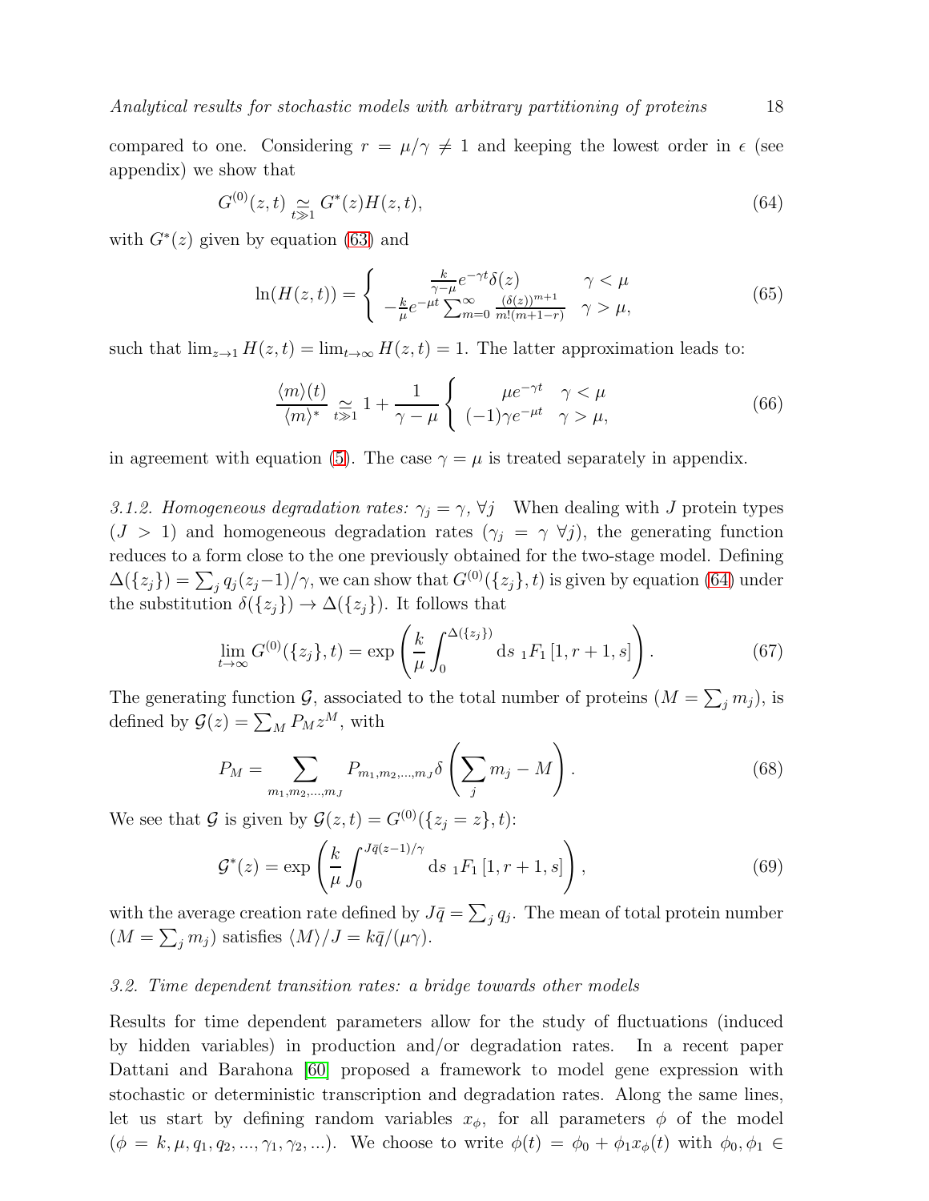compared to one. Considering $r = \mu/\gamma \neq 1$ and keeping the lowest order in $\epsilon$ (see appendix) we show that

$$G^{(0)}(z,t) \underset{t\gg 1}{\simeq} G^*(z) H(z,t), \tag{64}$$

with $G^*(z)$ given by equation (63) and

$$\ln(H(z,t)) = \left\{ \begin{array}{cc} \frac{k}{\gamma-\mu} e^{-\gamma t} \delta(z) & \gamma < \mu \\ -\frac{k}{\mu} e^{-\mu t} \sum_{m=0}^{\infty} \frac{(\delta(z))^{m+1}}{m!(m+1-r)} & \gamma > \mu, \end{array} \right. \tag{65}$$

such that $\lim_{z\to 1} H(z,t) = \lim_{t\to\infty} H(z,t) = 1$. The latter approximation leads to:

$$\frac{\langle m \rangle(t)}{\langle m \rangle^*} \underset{t\gg 1}{\simeq} 1 + \frac{1}{\gamma - \mu} \left\{ \begin{array}{cc} \mu e^{-\gamma t} & \gamma < \mu \\ (-1)\gamma e^{-\mu t} & \gamma > \mu, \end{array} \right. \tag{66}$$

in agreement with equation (5). The case $\gamma = \mu$ is treated separately in appendix.

*3.1.2. Homogeneous degradation rates: $\gamma_j = \gamma$, $\forall j$* When dealing with $J$ protein types ($J > 1$) and homogeneous degradation rates ($\gamma_j = \gamma$ $\forall j$), the generating function reduces to a form close to the one previously obtained for the two-stage model. Defining $\Delta(\{z_j\}) = \sum_j q_j(z_j-1)/\gamma$, we can show that $G^{(0)}(\{z_j\},t)$ is given by equation (64) under the substitution $\delta(\{z_j\}) \to \Delta(\{z_j\})$. It follows that

$$\lim_{t\to\infty} G^{(0)}(\{z_j\},t) = \exp\left( \frac{k}{\mu} \int_0^{\Delta(\{z_j\})} \mathrm{d}s \ {}_1F_1\left[1, r+1, s\right] \right). \tag{67}$$

The generating function $\mathcal{G}$, associated to the total number of proteins ($M = \sum_j m_j$), is defined by $\mathcal{G}(z) = \sum_M P_M z^M$, with

$$P_M = \sum_{m_1,m_2,\ldots,m_J} P_{m_1,m_2,\ldots,m_J} \delta\left( \sum_j m_j - M \right). \tag{68}$$

We see that $\mathcal{G}$ is given by $\mathcal{G}(z,t) = G^{(0)}(\{z_j = z\},t)$:

$$\mathcal{G}^*(z) = \exp\left( \frac{k}{\mu} \int_0^{J\bar{q}(z-1)/\gamma} \mathrm{d}s \ {}_1F_1\left[1, r+1, s\right] \right), \tag{69}$$

with the average creation rate defined by $J\bar{q} = \sum_j q_j$. The mean of total protein number ($M = \sum_j m_j$) satisfies $\langle M \rangle / J = k\bar{q}/(\mu\gamma)$.

### *3.2. Time dependent transition rates: a bridge towards other models*

Results for time dependent parameters allow for the study of fluctuations (induced by hidden variables) in production and/or degradation rates. In a recent paper Dattani and Barahona [60] proposed a framework to model gene expression with stochastic or deterministic transcription and degradation rates. Along the same lines, let us start by defining random variables $x_\phi$, for all parameters $\phi$ of the model ($\phi = k, \mu, q_1, q_2, ..., \gamma_1, \gamma_2, ...$). We choose to write $\phi(t) = \phi_0 + \phi_1 x_\phi(t)$ with $\phi_0, \phi_1 \in$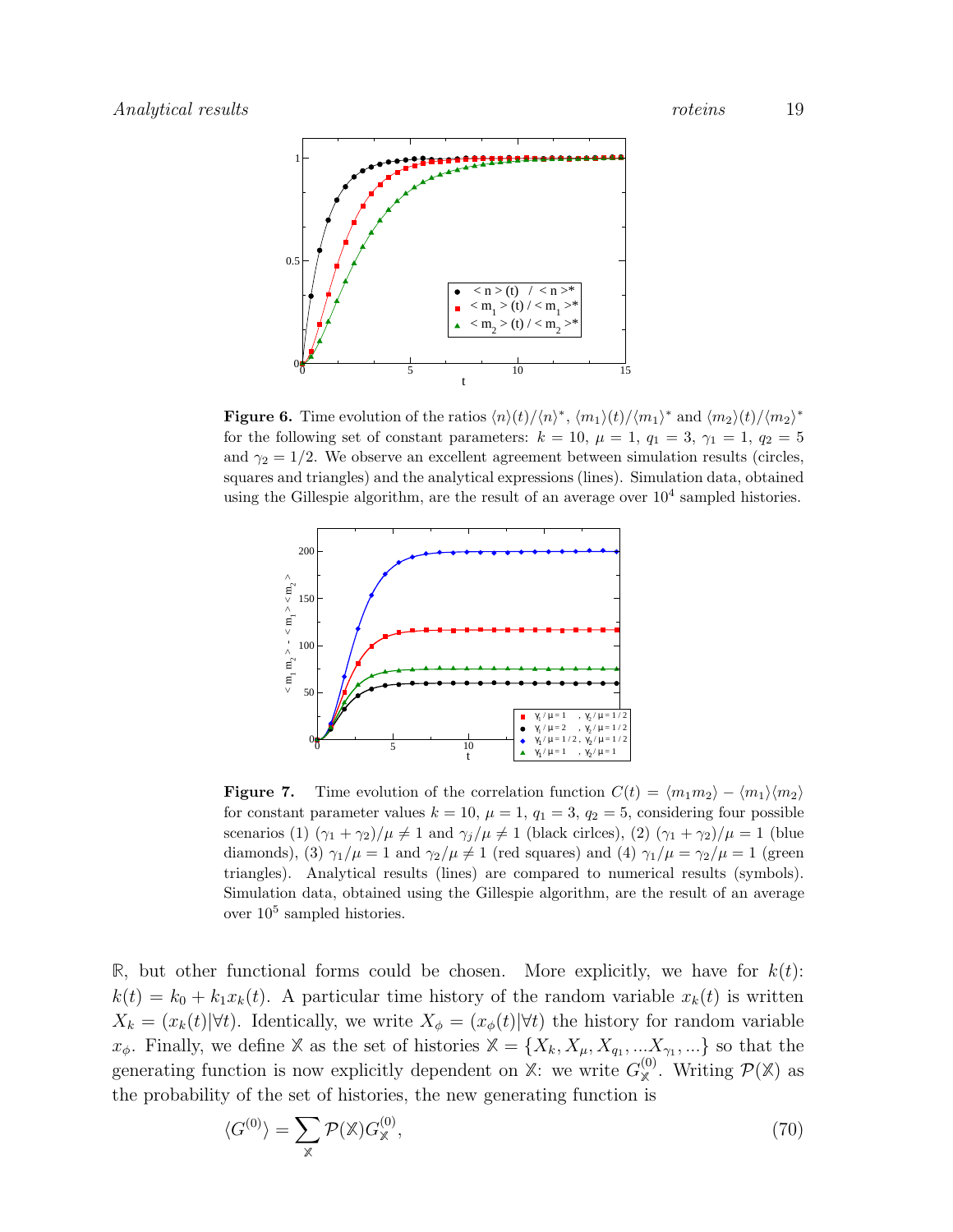**Figure 6.** Time evolution of the ratios $\langle n\rangle(t)/\langle n\rangle^*$, $\langle m_1\rangle(t)/\langle m_1\rangle^*$ and $\langle m_2\rangle(t)/\langle m_2\rangle^*$ for the following set of constant parameters: $k = 10$, $\mu = 1$, $q_1 = 3$, $\gamma_1 = 1$, $q_2 = 5$ and $\gamma_2 = 1/2$. We observe an excellent agreement between simulation results (circles, squares and triangles) and the analytical expressions (lines). Simulation data, obtained using the Gillespie algorithm, are the result of an average over $10^4$ sampled histories.

**Figure 7.** Time evolution of the correlation function $C(t) = \langle m_1 m_2\rangle - \langle m_1\rangle\langle m_2\rangle$ for constant parameter values $k = 10$, $\mu = 1$, $q_1 = 3$, $q_2 = 5$, considering four possible scenarios (1) $(\gamma_1 + \gamma_2)/\mu \neq 1$ and $\gamma_j/\mu \neq 1$ (black cirlces), (2) $(\gamma_1 + \gamma_2)/\mu = 1$ (blue diamonds), (3) $\gamma_1/\mu = 1$ and $\gamma_2/\mu \neq 1$ (red squares) and (4) $\gamma_1/\mu = \gamma_2/\mu = 1$ (green triangles). Analytical results (lines) are compared to numerical results (symbols). Simulation data, obtained using the Gillespie algorithm, are the result of an average over $10^5$ sampled histories.

$\mathbb{R}$, but other functional forms could be chosen. More explicitly, we have for $k(t)$: $k(t) = k_0 + k_1 x_k(t)$. A particular time history of the random variable $x_k(t)$ is written $X_k = (x_k(t)|\forall t)$. Identically, we write $X_\phi = (x_\phi(t)|\forall t)$ the history for random variable $x_\phi$. Finally, we define $\mathbb{X}$ as the set of histories $\mathbb{X} = \{X_k, X_\mu, X_{q_1}, ...X_{\gamma_1}, ...\}$ so that the generating function is now explicitly dependent on $\mathbb{X}$: we write $G^{(0)}_{\mathbb{X}}$. Writing $\mathcal{P}(\mathbb{X})$ as the probability of the set of histories, the new generating function is

$$\langle G^{(0)}\rangle = \sum_{\mathbb{X}} \mathcal{P}(\mathbb{X}) G^{(0)}_{\mathbb{X}}, \tag{70}$$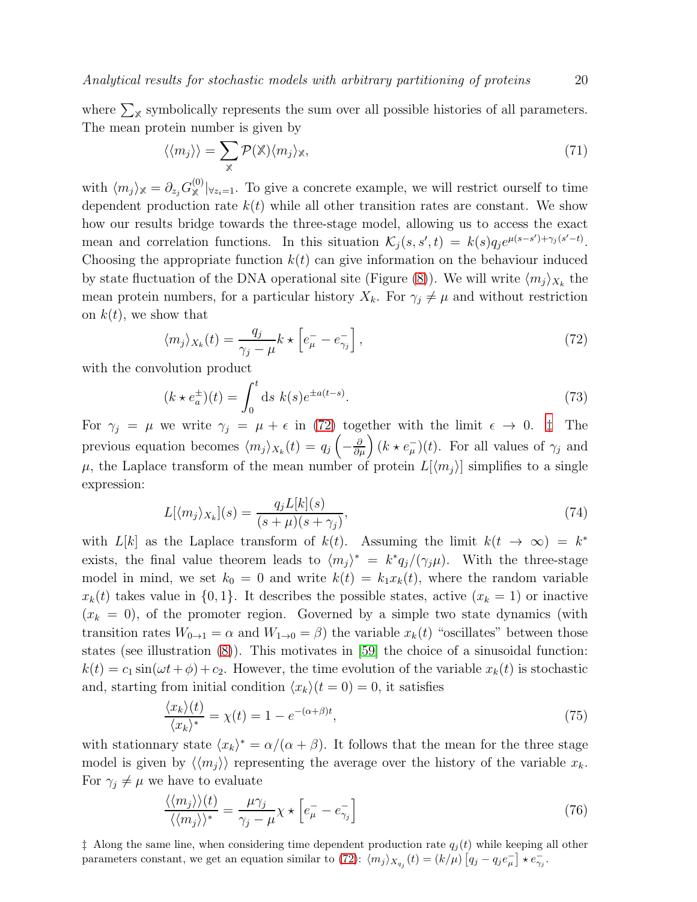where $\sum_{\mathbb{X}}$ symbolically represents the sum over all possible histories of all parameters. The mean protein number is given by

$$\langle\langle m_j \rangle\rangle = \sum_{\mathbb{X}} \mathcal{P}(\mathbb{X}) \langle m_j \rangle_{\mathbb{X}}, \tag{71}$$

with $\langle m_j \rangle_{\mathbb{X}} = \partial_{z_j} G^{(0)}_{\mathbb{X}}|_{\forall z_i = 1}$. To give a concrete example, we will restrict ourself to time dependent production rate $k(t)$ while all other transition rates are constant. We show how our results bridge towards the three-stage model, allowing us to access the exact mean and correlation functions. In this situation $\mathcal{K}_j(s, s', t) = k(s) q_j e^{\mu(s-s') + \gamma_j(s'-t)}$. Choosing the appropriate function $k(t)$ can give information on the behaviour induced by state fluctuation of the DNA operational site (Figure (8)). We will write $\langle m_j \rangle_{X_k}$ the mean protein numbers, for a particular history $X_k$. For $\gamma_j \neq \mu$ and without restriction on $k(t)$, we show that

$$\langle m_j \rangle_{X_k}(t) = \frac{q_j}{\gamma_j - \mu} k \star \left[ e^-_{\mu} - e^-_{\gamma_j} \right], \tag{72}$$

with the convolution product

$$(k \star e^{\pm}_a)(t) = \int_0^t \mathrm{d}s \; k(s) e^{\pm a(t-s)}. \tag{73}$$

For $\gamma_j = \mu$ we write $\gamma_j = \mu + \epsilon$ in (72) together with the limit $\epsilon \to 0$. ‡ The previous equation becomes $\langle m_j \rangle_{X_k}(t) = q_j \left( -\frac{\partial}{\partial \mu} \right) (k \star e^-_{\mu})(t)$. For all values of $\gamma_j$ and $\mu$, the Laplace transform of the mean number of protein $L[\langle m_j \rangle]$ simplifies to a single expression:

$$L[\langle m_j \rangle_{X_k}](s) = \frac{q_j L[k](s)}{(s + \mu)(s + \gamma_j)}, \tag{74}$$

with $L[k]$ as the Laplace transform of $k(t)$. Assuming the limit $k(t \to \infty) = k^*$ exists, the final value theorem leads to $\langle m_j \rangle^* = k^* q_j / (\gamma_j \mu)$. With the three-stage model in mind, we set $k_0 = 0$ and write $k(t) = k_1 x_k(t)$, where the random variable $x_k(t)$ takes value in $\{0, 1\}$. It describes the possible states, active ($x_k = 1$) or inactive ($x_k = 0$), of the promoter region. Governed by a simple two state dynamics (with transition rates $W_{0 \to 1} = \alpha$ and $W_{1 \to 0} = \beta$) the variable $x_k(t)$ "oscillates" between those states (see illustration (8)). This motivates in [59] the choice of a sinusoidal function: $k(t) = c_1 \sin(\omega t + \phi) + c_2$. However, the time evolution of the variable $x_k(t)$ is stochastic and, starting from initial condition $\langle x_k \rangle(t = 0) = 0$, it satisfies

$$\frac{\langle x_k \rangle(t)}{\langle x_k \rangle^*} = \chi(t) = 1 - e^{-(\alpha + \beta)t}, \tag{75}$$

with stationnary state $\langle x_k \rangle^* = \alpha / (\alpha + \beta)$. It follows that the mean for the three stage model is given by $\langle\langle m_j \rangle\rangle$ representing the average over the history of the variable $x_k$. For $\gamma_j \neq \mu$ we have to evaluate

$$\frac{\langle\langle m_j \rangle\rangle(t)}{\langle\langle m_j \rangle\rangle^*} = \frac{\mu \gamma_j}{\gamma_j - \mu} \chi \star \left[ e^-_{\mu} - e^-_{\gamma_j} \right] \tag{76}$$

‡ Along the same line, when considering time dependent production rate $q_j(t)$ while keeping all other parameters constant, we get an equation similar to (72): $\langle m_j \rangle_{X_{q_j}}(t) = (k/\mu) \left[ q_j - q_j e^-_{\mu} \right] \star e^-_{\gamma_j}$.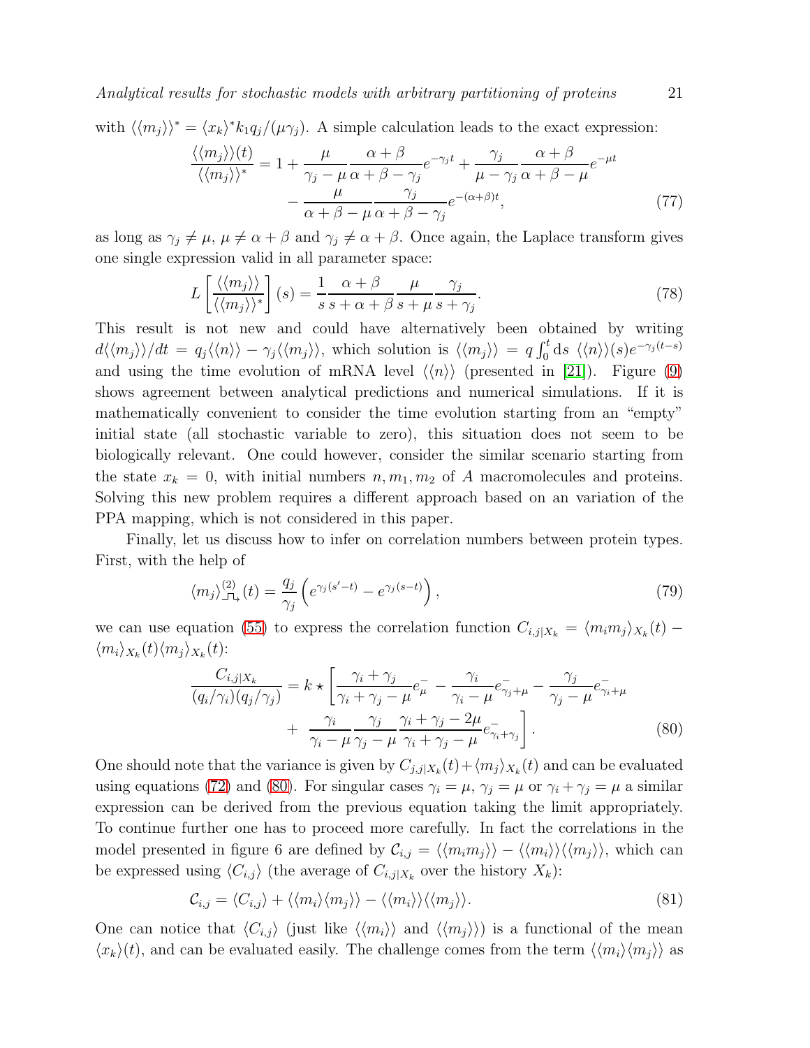with $\langle\langle m_j \rangle\rangle^* = \langle x_k \rangle^* k_1 q_j / (\mu \gamma_j)$. A simple calculation leads to the exact expression:

$$
\frac{\langle\langle m_j \rangle\rangle(t)}{\langle\langle m_j \rangle\rangle^*} = 1 + \frac{\mu}{\gamma_j - \mu} \frac{\alpha + \beta}{\alpha + \beta - \gamma_j} e^{-\gamma_j t} + \frac{\gamma_j}{\mu - \gamma_j} \frac{\alpha + \beta}{\alpha + \beta - \mu} e^{-\mu t} - \frac{\mu}{\alpha + \beta - \mu} \frac{\gamma_j}{\alpha + \beta - \gamma_j} e^{-(\alpha+\beta)t}, \tag{77}
$$

as long as $\gamma_j \neq \mu$, $\mu \neq \alpha + \beta$ and $\gamma_j \neq \alpha + \beta$. Once again, the Laplace transform gives one single expression valid in all parameter space:

$$
L\left[\frac{\langle\langle m_j \rangle\rangle}{\langle\langle m_j \rangle\rangle^*}\right](s) = \frac{1}{s} \frac{\alpha + \beta}{s + \alpha + \beta} \frac{\mu}{s + \mu} \frac{\gamma_j}{s + \gamma_j}. \tag{78}
$$

This result is not new and could have alternatively been obtained by writing $d\langle\langle m_j \rangle\rangle/dt = q_j \langle\langle n \rangle\rangle - \gamma_j \langle\langle m_j \rangle\rangle$, which solution is $\langle\langle m_j \rangle\rangle = q \int_0^t \mathrm{d}s\ \langle\langle n \rangle\rangle(s) e^{-\gamma_j (t-s)}$ and using the time evolution of mRNA level $\langle\langle n \rangle\rangle$ (presented in [21]). Figure (9) shows agreement between analytical predictions and numerical simulations. If it is mathematically convenient to consider the time evolution starting from an "empty" initial state (all stochastic variable to zero), this situation does not seem to be biologically relevant. One could however, consider the similar scenario starting from the state $x_k = 0$, with initial numbers $n, m_1, m_2$ of $A$ macromolecules and proteins. Solving this new problem requires a different approach based on an variation of the PPA mapping, which is not considered in this paper.

Finally, let us discuss how to infer on correlation numbers between protein types. First, with the help of

$$
\langle m_j \rangle^{(2)}_{\sqcap\!\!\rightarrow}(t) = \frac{q_j}{\gamma_j} \left( e^{\gamma_j (s' - t)} - e^{\gamma_j (s - t)} \right), \tag{79}
$$

we can use equation (55) to express the correlation function $C_{i,j|X_k} = \langle m_i m_j \rangle_{X_k}(t) - \langle m_i \rangle_{X_k}(t) \langle m_j \rangle_{X_k}(t)$:

$$
\frac{C_{i,j|X_k}}{(q_i/\gamma_i)(q_j/\gamma_j)} = k \star \left[ \frac{\gamma_i + \gamma_j}{\gamma_i + \gamma_j - \mu} e^-_{\mu} - \frac{\gamma_i}{\gamma_i - \mu} e^-_{\gamma_j + \mu} - \frac{\gamma_j}{\gamma_j - \mu} e^-_{\gamma_i + \mu} + \frac{\gamma_i}{\gamma_i - \mu} \frac{\gamma_j}{\gamma_j - \mu} \frac{\gamma_i + \gamma_j - 2\mu}{\gamma_i + \gamma_j - \mu} e^-_{\gamma_i + \gamma_j} \right]. \tag{80}
$$

One should note that the variance is given by $C_{j,j|X_k}(t) + \langle m_j \rangle_{X_k}(t)$ and can be evaluated using equations (72) and (80). For singular cases $\gamma_i = \mu$, $\gamma_j = \mu$ or $\gamma_i + \gamma_j = \mu$ a similar expression can be derived from the previous equation taking the limit appropriately. To continue further one has to proceed more carefully. In fact the correlations in the model presented in figure 6 are defined by $\mathcal{C}_{i,j} = \langle\langle m_i m_j \rangle\rangle - \langle\langle m_i \rangle\rangle \langle\langle m_j \rangle\rangle$, which can be expressed using $\langle C_{i,j} \rangle$ (the average of $C_{i,j|X_k}$ over the history $X_k$):

$$
\mathcal{C}_{i,j} = \langle C_{i,j} \rangle + \langle\langle m_i \rangle \langle m_j \rangle\rangle - \langle\langle m_i \rangle\rangle \langle\langle m_j \rangle\rangle. \tag{81}
$$

One can notice that $\langle C_{i,j} \rangle$ (just like $\langle\langle m_i \rangle\rangle$ and $\langle\langle m_j \rangle\rangle$) is a functional of the mean $\langle x_k \rangle(t)$, and can be evaluated easily. The challenge comes from the term $\langle\langle m_i \rangle \langle m_j \rangle\rangle$ as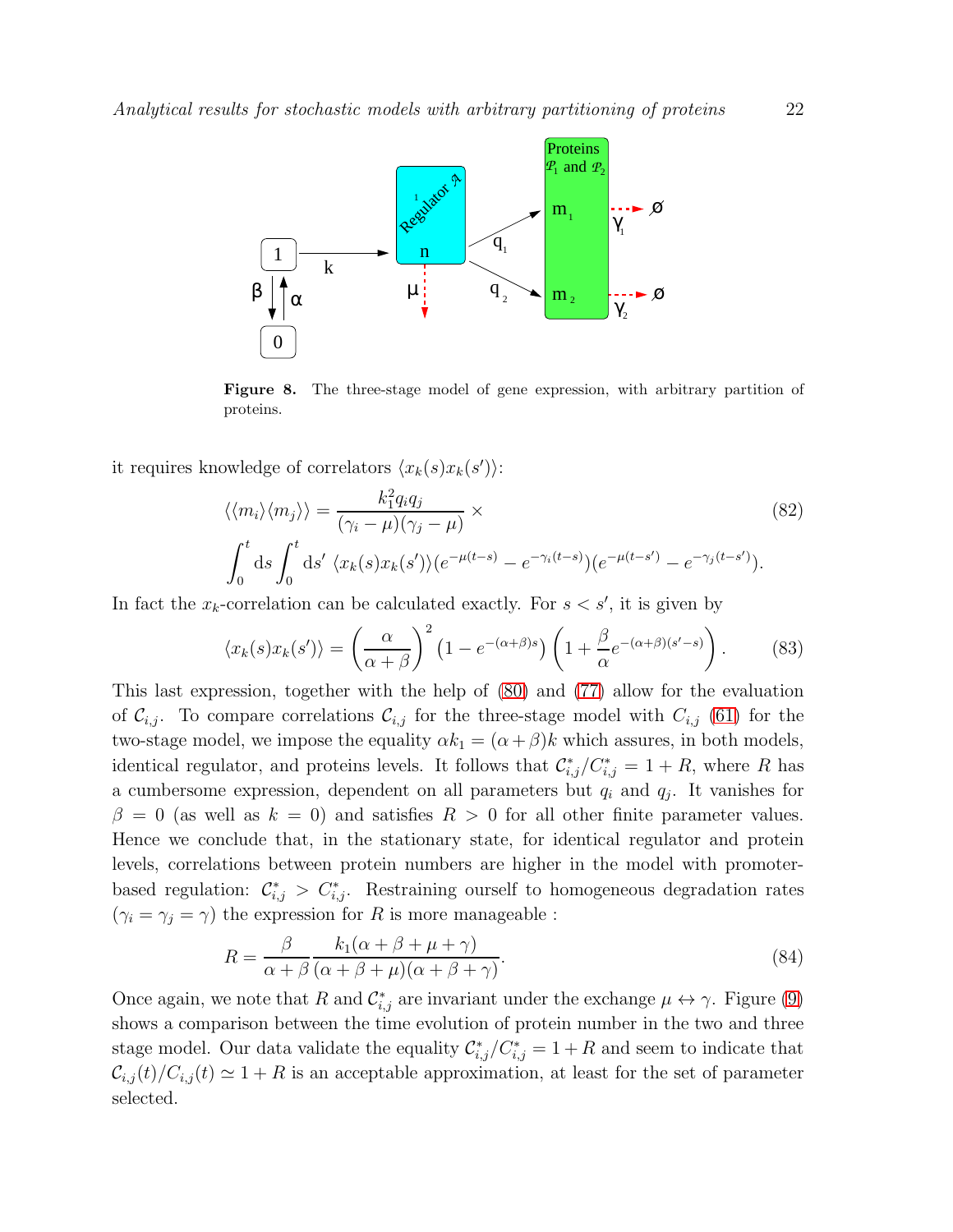**Figure 8.** The three-stage model of gene expression, with arbitrary partition of proteins.

it requires knowledge of correlators $\langle x_k(s)x_k(s')\rangle$:

$$\langle\langle m_i\rangle\langle m_j\rangle\rangle = \frac{k_1^2 q_i q_j}{(\gamma_i - \mu)(\gamma_j - \mu)} \times \tag{82}$$

$$\int_0^t \mathrm{d}s \int_0^t \mathrm{d}s' \; \langle x_k(s)x_k(s')\rangle (e^{-\mu(t-s)} - e^{-\gamma_i(t-s)})(e^{-\mu(t-s')} - e^{-\gamma_j(t-s')}).$$

In fact the $x_k$-correlation can be calculated exactly. For $s < s'$, it is given by

$$\langle x_k(s)x_k(s')\rangle = \left(\frac{\alpha}{\alpha+\beta}\right)^2 \left(1 - e^{-(\alpha+\beta)s}\right)\left(1 + \frac{\beta}{\alpha} e^{-(\alpha+\beta)(s'-s)}\right). \tag{83}$$

This last expression, together with the help of (80) and (77) allow for the evaluation of $\mathcal{C}_{i,j}$. To compare correlations $\mathcal{C}_{i,j}$ for the three-stage model with $C_{i,j}$ (61) for the two-stage model, we impose the equality $\alpha k_1 = (\alpha+\beta)k$ which assures, in both models, identical regulator, and proteins levels. It follows that $\mathcal{C}^*_{i,j}/C^*_{i,j} = 1 + R$, where $R$ has a cumbersome expression, dependent on all parameters but $q_i$ and $q_j$. It vanishes for $\beta = 0$ (as well as $k = 0$) and satisfies $R > 0$ for all other finite parameter values. Hence we conclude that, in the stationary state, for identical regulator and protein levels, correlations between protein numbers are higher in the model with promoter-based regulation: $\mathcal{C}^*_{i,j} > C^*_{i,j}$. Restraining ourself to homogeneous degradation rates ($\gamma_i = \gamma_j = \gamma$) the expression for $R$ is more manageable :

$$R = \frac{\beta}{\alpha+\beta} \frac{k_1(\alpha+\beta+\mu+\gamma)}{(\alpha+\beta+\mu)(\alpha+\beta+\gamma)}. \tag{84}$$

Once again, we note that $R$ and $\mathcal{C}^*_{i,j}$ are invariant under the exchange $\mu \leftrightarrow \gamma$. Figure (9) shows a comparison between the time evolution of protein number in the two and three stage model. Our data validate the equality $\mathcal{C}^*_{i,j}/C^*_{i,j} = 1 + R$ and seem to indicate that $\mathcal{C}_{i,j}(t)/C_{i,j}(t) \simeq 1 + R$ is an acceptable approximation, at least for the set of parameter selected.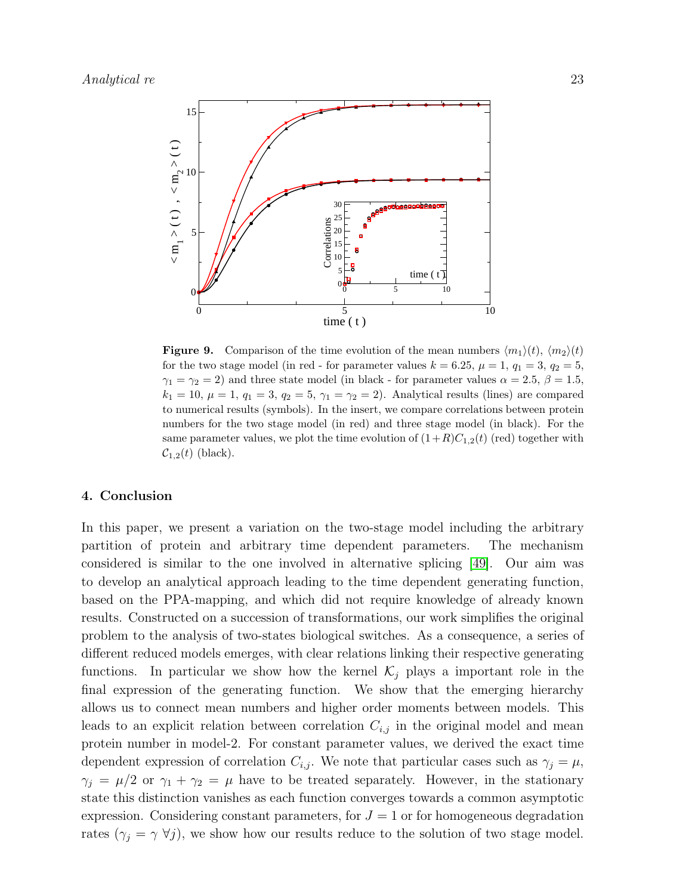**Figure 9.** Comparison of the time evolution of the mean numbers $\langle m_1 \rangle(t)$, $\langle m_2 \rangle(t)$ for the two stage model (in red - for parameter values $k = 6.25$, $\mu = 1$, $q_1 = 3$, $q_2 = 5$, $\gamma_1 = \gamma_2 = 2$) and three state model (in black - for parameter values $\alpha = 2.5$, $\beta = 1.5$, $k_1 = 10$, $\mu = 1$, $q_1 = 3$, $q_2 = 5$, $\gamma_1 = \gamma_2 = 2$). Analytical results (lines) are compared to numerical results (symbols). In the insert, we compare correlations between protein numbers for the two stage model (in red) and three stage model (in black). For the same parameter values, we plot the time evolution of $(1+R)C_{1,2}(t)$ (red) together with $\mathcal{C}_{1,2}(t)$ (black).

## 4. Conclusion

In this paper, we present a variation on the two-stage model including the arbitrary partition of protein and arbitrary time dependent parameters. The mechanism considered is similar to the one involved in alternative splicing [49]. Our aim was to develop an analytical approach leading to the time dependent generating function, based on the PPA-mapping, and which did not require knowledge of already known results. Constructed on a succession of transformations, our work simplifies the original problem to the analysis of two-states biological switches. As a consequence, a series of different reduced models emerges, with clear relations linking their respective generating functions. In particular we show how the kernel $\mathcal{K}_j$ plays a important role in the final expression of the generating function. We show that the emerging hierarchy allows us to connect mean numbers and higher order moments between models. This leads to an explicit relation between correlation $C_{i,j}$ in the original model and mean protein number in model-2. For constant parameter values, we derived the exact time dependent expression of correlation $C_{i,j}$. We note that particular cases such as $\gamma_j = \mu$, $\gamma_j = \mu/2$ or $\gamma_1 + \gamma_2 = \mu$ have to be treated separately. However, in the stationary state this distinction vanishes as each function converges towards a common asymptotic expression. Considering constant parameters, for $J = 1$ or for homogeneous degradation rates ($\gamma_j = \gamma \; \forall j$), we show how our results reduce to the solution of two stage model.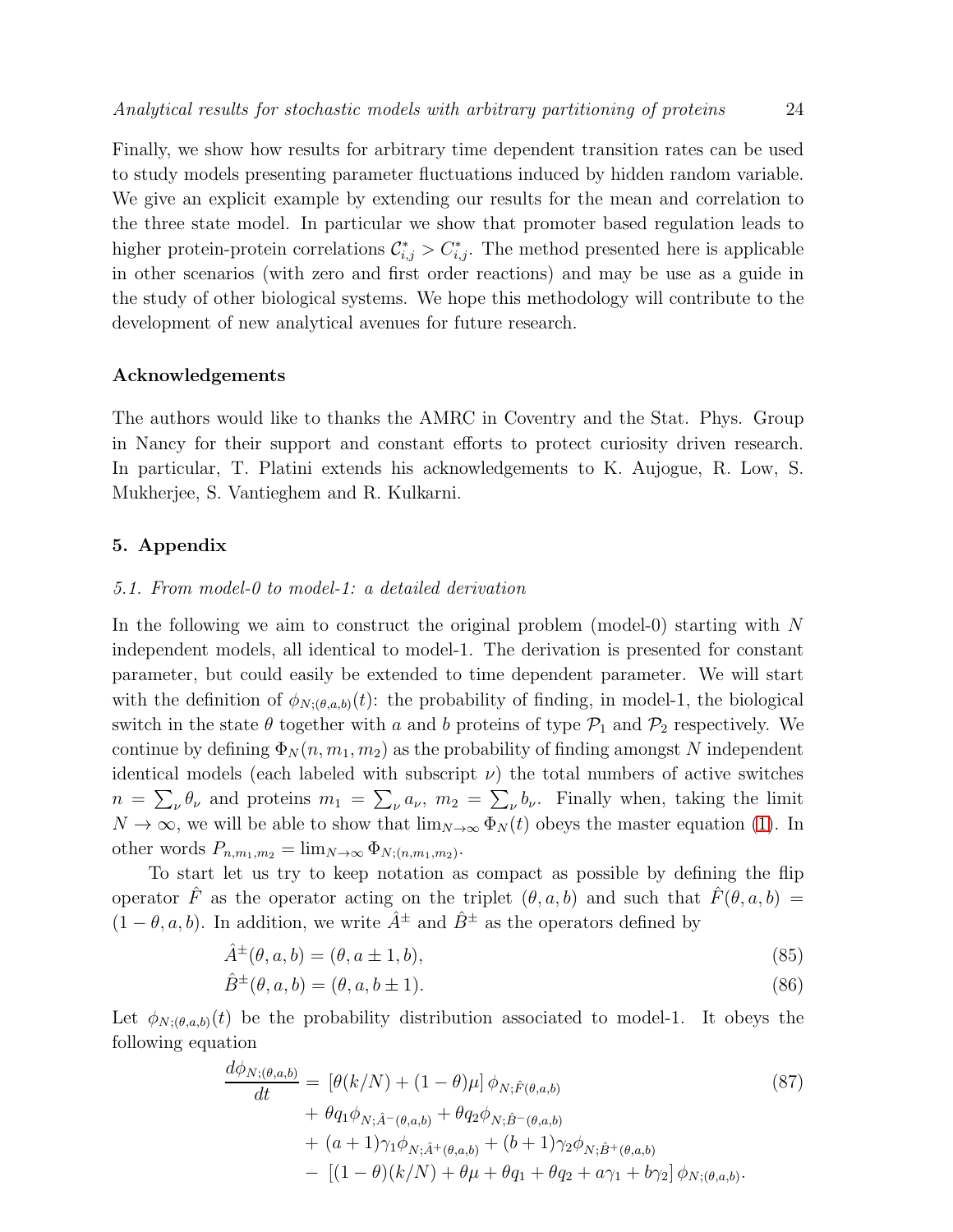Finally, we show how results for arbitrary time dependent transition rates can be used to study models presenting parameter fluctuations induced by hidden random variable. We give an explicit example by extending our results for the mean and correlation to the three state model. In particular we show that promoter based regulation leads to higher protein-protein correlations $\mathcal{C}^*_{i,j} > C^*_{i,j}$. The method presented here is applicable in other scenarios (with zero and first order reactions) and may be use as a guide in the study of other biological systems. We hope this methodology will contribute to the development of new analytical avenues for future research.

### Acknowledgements

The authors would like to thanks the AMRC in Coventry and the Stat. Phys. Group in Nancy for their support and constant efforts to protect curiosity driven research. In particular, T. Platini extends his acknowledgements to K. Aujogue, R. Low, S. Mukherjee, S. Vantieghem and R. Kulkarni.

## 5. Appendix

### 5.1. From model-0 to model-1: a detailed derivation

In the following we aim to construct the original problem (model-0) starting with $N$ independent models, all identical to model-1. The derivation is presented for constant parameter, but could easily be extended to time dependent parameter. We will start with the definition of $\phi_{N;(\theta,a,b)}(t)$: the probability of finding, in model-1, the biological switch in the state $\theta$ together with $a$ and $b$ proteins of type $\mathcal{P}_1$ and $\mathcal{P}_2$ respectively. We continue by defining $\Phi_N(n, m_1, m_2)$ as the probability of finding amongst $N$ independent identical models (each labeled with subscript $\nu$) the total numbers of active switches $n = \sum_\nu \theta_\nu$ and proteins $m_1 = \sum_\nu a_\nu$, $m_2 = \sum_\nu b_\nu$. Finally when, taking the limit $N \to \infty$, we will be able to show that $\lim_{N\to\infty} \Phi_N(t)$ obeys the master equation (1). In other words $P_{n,m_1,m_2} = \lim_{N\to\infty} \Phi_{N;(n,m_1,m_2)}$.

To start let us try to keep notation as compact as possible by defining the flip operator $\hat{F}$ as the operator acting on the triplet $(\theta, a, b)$ and such that $\hat{F}(\theta, a, b) = (1-\theta, a, b)$. In addition, we write $\hat{A}^\pm$ and $\hat{B}^\pm$ as the operators defined by

$$\hat{A}^\pm(\theta, a, b) = (\theta, a \pm 1, b), \tag{85}$$

$$\hat{B}^\pm(\theta, a, b) = (\theta, a, b \pm 1). \tag{86}$$

Let $\phi_{N;(\theta,a,b)}(t)$ be the probability distribution associated to model-1. It obeys the following equation

$$\begin{aligned}
\frac{d\phi_{N;(\theta,a,b)}}{dt} = &\ [\theta(k/N) + (1-\theta)\mu]\, \phi_{N;\hat{F}(\theta,a,b)} \\
&+ \theta q_1 \phi_{N;\hat{A}^-(\theta,a,b)} + \theta q_2 \phi_{N;\hat{B}^-(\theta,a,b)} \\
&+ (a+1)\gamma_1 \phi_{N;\hat{A}^+(\theta,a,b)} + (b+1)\gamma_2 \phi_{N;\hat{B}^+(\theta,a,b)} \\
&- \ [(1-\theta)(k/N) + \theta\mu + \theta q_1 + \theta q_2 + a\gamma_1 + b\gamma_2]\, \phi_{N;(\theta,a,b)}.
\end{aligned} \tag{87}$$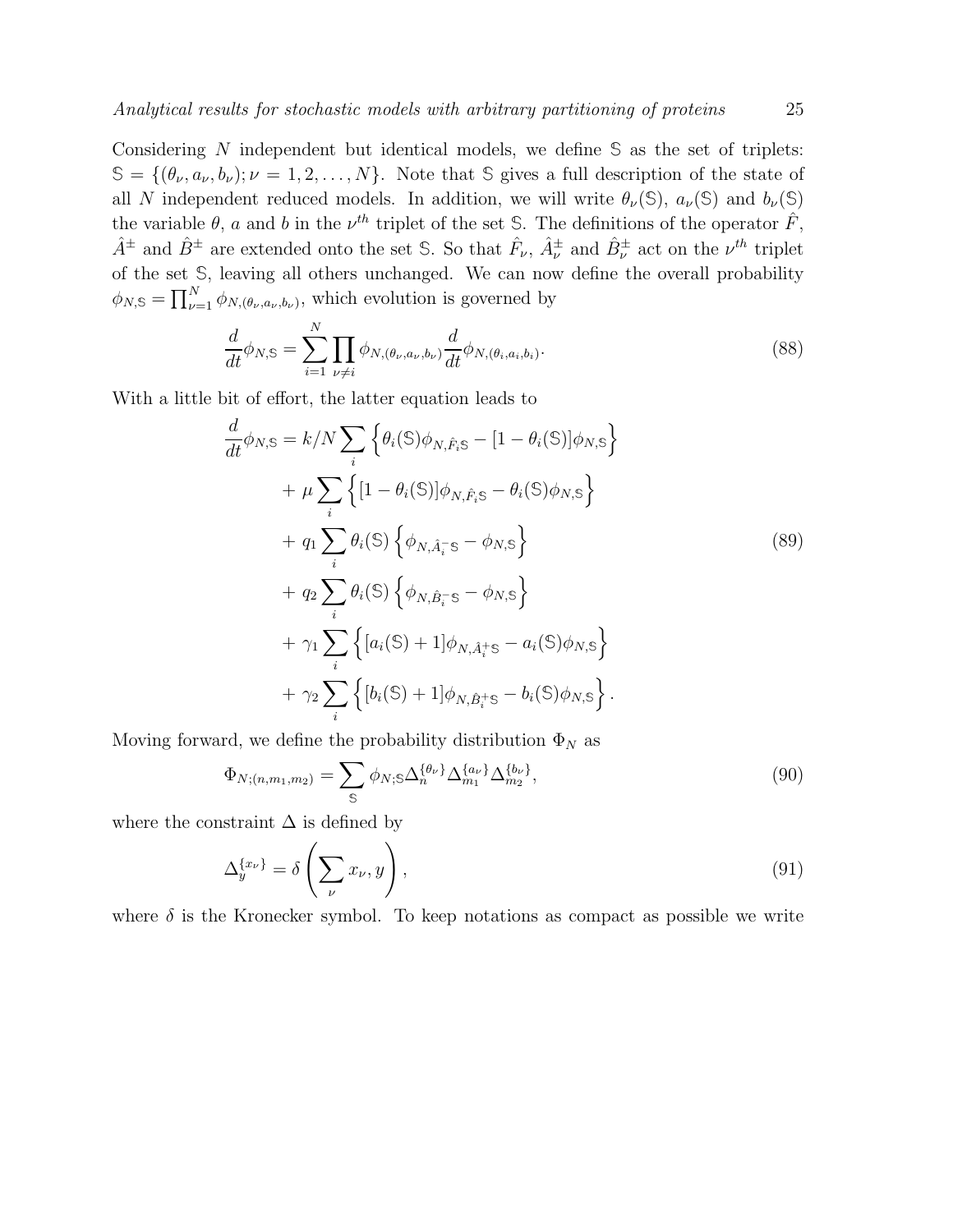Considering $N$ independent but identical models, we define $\mathbb{S}$ as the set of triplets: $\mathbb{S} = \{(\theta_\nu, a_\nu, b_\nu); \nu = 1, 2, \ldots, N\}$. Note that $\mathbb{S}$ gives a full description of the state of all $N$ independent reduced models. In addition, we will write $\theta_\nu(\mathbb{S})$, $a_\nu(\mathbb{S})$ and $b_\nu(\mathbb{S})$ the variable $\theta$, $a$ and $b$ in the $\nu^{th}$ triplet of the set $\mathbb{S}$. The definitions of the operator $\hat{F}$, $\hat{A}^\pm$ and $\hat{B}^\pm$ are extended onto the set $\mathbb{S}$. So that $\hat{F}_\nu$, $\hat{A}^\pm_\nu$ and $\hat{B}^\pm_\nu$ act on the $\nu^{th}$ triplet of the set $\mathbb{S}$, leaving all others unchanged. We can now define the overall probability $\phi_{N,\mathbb{S}} = \prod_{\nu=1}^{N} \phi_{N,(\theta_\nu,a_\nu,b_\nu)}$, which evolution is governed by

$$\frac{d}{dt}\phi_{N,\mathbb{S}} = \sum_{i=1}^{N} \prod_{\nu \neq i} \phi_{N,(\theta_\nu,a_\nu,b_\nu)} \frac{d}{dt}\phi_{N,(\theta_i,a_i,b_i)}. \tag{88}$$

With a little bit of effort, the latter equation leads to

$$\begin{aligned}
\frac{d}{dt}\phi_{N,\mathbb{S}} = k/N \sum_i & \Big\{ \theta_i(\mathbb{S})\phi_{N,\hat{F}_i\mathbb{S}} - [1-\theta_i(\mathbb{S})]\phi_{N,\mathbb{S}} \Big\} \\
+ \; \mu \sum_i & \Big\{ [1-\theta_i(\mathbb{S})]\phi_{N,\hat{F}_i\mathbb{S}} - \theta_i(\mathbb{S})\phi_{N,\mathbb{S}} \Big\} \\
+ \; q_1 \sum_i & \theta_i(\mathbb{S}) \Big\{ \phi_{N,\hat{A}^-_i\mathbb{S}} - \phi_{N,\mathbb{S}} \Big\} \\
+ \; q_2 \sum_i & \theta_i(\mathbb{S}) \Big\{ \phi_{N,\hat{B}^-_i\mathbb{S}} - \phi_{N,\mathbb{S}} \Big\} \\
+ \; \gamma_1 \sum_i & \Big\{ [a_i(\mathbb{S})+1]\phi_{N,\hat{A}^+_i\mathbb{S}} - a_i(\mathbb{S})\phi_{N,\mathbb{S}} \Big\} \\
+ \; \gamma_2 \sum_i & \Big\{ [b_i(\mathbb{S})+1]\phi_{N,\hat{B}^+_i\mathbb{S}} - b_i(\mathbb{S})\phi_{N,\mathbb{S}} \Big\}.
\end{aligned} \tag{89}$$

Moving forward, we define the probability distribution $\Phi_N$ as

$$\Phi_{N;(n,m_1,m_2)} = \sum_{\mathbb{S}} \phi_{N;\mathbb{S}} \Delta_n^{\{\theta_\nu\}} \Delta_{m_1}^{\{a_\nu\}} \Delta_{m_2}^{\{b_\nu\}}, \tag{90}$$

where the constraint $\Delta$ is defined by

$$\Delta_y^{\{x_\nu\}} = \delta\left(\sum_\nu x_\nu, y\right), \tag{91}$$

where $\delta$ is the Kronecker symbol. To keep notations as compact as possible we write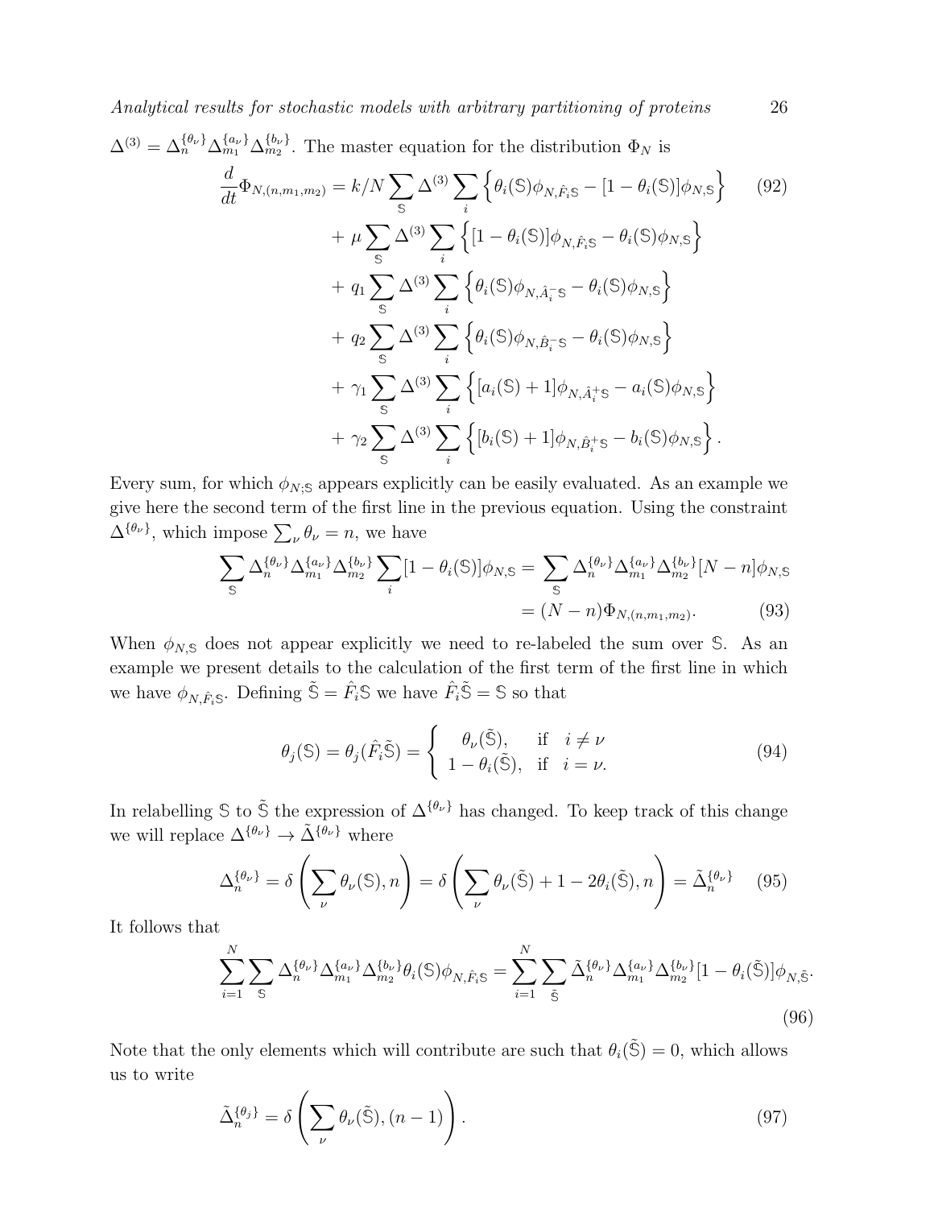$\Delta^{(3)} = \Delta_n^{\{\theta_\nu\}}\Delta_{m_1}^{\{a_\nu\}}\Delta_{m_2}^{\{b_\nu\}}$. The master equation for the distribution $\Phi_N$ is

$$
\begin{aligned}
\frac{d}{dt}\Phi_{N,(n,m_1,m_2)} &= k/N\sum_{\mathbb{S}}\Delta^{(3)}\sum_i\left\{\theta_i(\mathbb{S})\phi_{N,\hat{F}_i\mathbb{S}} - [1-\theta_i(\mathbb{S})]\phi_{N,\mathbb{S}}\right\} \\
&+ \mu\sum_{\mathbb{S}}\Delta^{(3)}\sum_i\left\{[1-\theta_i(\mathbb{S})]\phi_{N,\hat{F}_i\mathbb{S}} - \theta_i(\mathbb{S})\phi_{N,\mathbb{S}}\right\} \\
&+ q_1\sum_{\mathbb{S}}\Delta^{(3)}\sum_i\left\{\theta_i(\mathbb{S})\phi_{N,\hat{A}_i^-\mathbb{S}} - \theta_i(\mathbb{S})\phi_{N,\mathbb{S}}\right\} \\
&+ q_2\sum_{\mathbb{S}}\Delta^{(3)}\sum_i\left\{\theta_i(\mathbb{S})\phi_{N,\hat{B}_i^-\mathbb{S}} - \theta_i(\mathbb{S})\phi_{N,\mathbb{S}}\right\} \\
&+ \gamma_1\sum_{\mathbb{S}}\Delta^{(3)}\sum_i\left\{[a_i(\mathbb{S})+1]\phi_{N,\hat{A}_i^+\mathbb{S}} - a_i(\mathbb{S})\phi_{N,\mathbb{S}}\right\} \\
&+ \gamma_2\sum_{\mathbb{S}}\Delta^{(3)}\sum_i\left\{[b_i(\mathbb{S})+1]\phi_{N,\hat{B}_i^+\mathbb{S}} - b_i(\mathbb{S})\phi_{N,\mathbb{S}}\right\}.
\end{aligned}
\tag{92}
$$

Every sum, for which $\phi_{N;\mathbb{S}}$ appears explicitly can be easily evaluated. As an example we give here the second term of the first line in the previous equation. Using the constraint $\Delta^{\{\theta_\nu\}}$, which impose $\sum_\nu \theta_\nu = n$, we have

$$
\begin{aligned}
\sum_{\mathbb{S}}\Delta_n^{\{\theta_\nu\}}\Delta_{m_1}^{\{a_\nu\}}\Delta_{m_2}^{\{b_\nu\}}\sum_i[1-\theta_i(\mathbb{S})]\phi_{N,\mathbb{S}} &= \sum_{\mathbb{S}}\Delta_n^{\{\theta_\nu\}}\Delta_{m_1}^{\{a_\nu\}}\Delta_{m_2}^{\{b_\nu\}}[N-n]\phi_{N,\mathbb{S}} \\
&= (N-n)\Phi_{N,(n,m_1,m_2)}.
\end{aligned}
\tag{93}
$$

When $\phi_{N,\mathbb{S}}$ does not appear explicitly we need to re-labeled the sum over $\mathbb{S}$. As an example we present details to the calculation of the first term of the first line in which we have $\phi_{N,\hat{F}_i\mathbb{S}}$. Defining $\tilde{\mathbb{S}} = \hat{F}_i\mathbb{S}$ we have $\hat{F}_i\tilde{\mathbb{S}} = \mathbb{S}$ so that

$$
\theta_j(\mathbb{S}) = \theta_j(\hat{F}_i\tilde{\mathbb{S}}) = \begin{cases} \theta_\nu(\tilde{\mathbb{S}}), & \text{if} \quad i \neq \nu \\ 1-\theta_i(\tilde{\mathbb{S}}), & \text{if} \quad i = \nu. \end{cases}
\tag{94}
$$

In relabelling $\mathbb{S}$ to $\tilde{\mathbb{S}}$ the expression of $\Delta^{\{\theta_\nu\}}$ has changed. To keep track of this change we will replace $\Delta^{\{\theta_\nu\}} \to \tilde{\Delta}^{\{\theta_\nu\}}$ where

$$
\Delta_n^{\{\theta_\nu\}} = \delta\left(\sum_\nu \theta_\nu(\mathbb{S}), n\right) = \delta\left(\sum_\nu \theta_\nu(\tilde{\mathbb{S}}) + 1 - 2\theta_i(\tilde{\mathbb{S}}), n\right) = \tilde{\Delta}_n^{\{\theta_\nu\}}
\tag{95}
$$

It follows that

$$
\sum_{i=1}^N\sum_{\mathbb{S}}\Delta_n^{\{\theta_\nu\}}\Delta_{m_1}^{\{a_\nu\}}\Delta_{m_2}^{\{b_\nu\}}\theta_i(\mathbb{S})\phi_{N,\hat{F}_i\mathbb{S}} = \sum_{i=1}^N\sum_{\tilde{\mathbb{S}}}\tilde{\Delta}_n^{\{\theta_\nu\}}\Delta_{m_1}^{\{a_\nu\}}\Delta_{m_2}^{\{b_\nu\}}[1-\theta_i(\tilde{\mathbb{S}})]\phi_{N,\tilde{\mathbb{S}}}.
\tag{96}
$$

Note that the only elements which will contribute are such that $\theta_i(\tilde{\mathbb{S}}) = 0$, which allows us to write

$$
\tilde{\Delta}_n^{\{\theta_j\}} = \delta\left(\sum_\nu \theta_\nu(\tilde{\mathbb{S}}), (n-1)\right).
\tag{97}
$$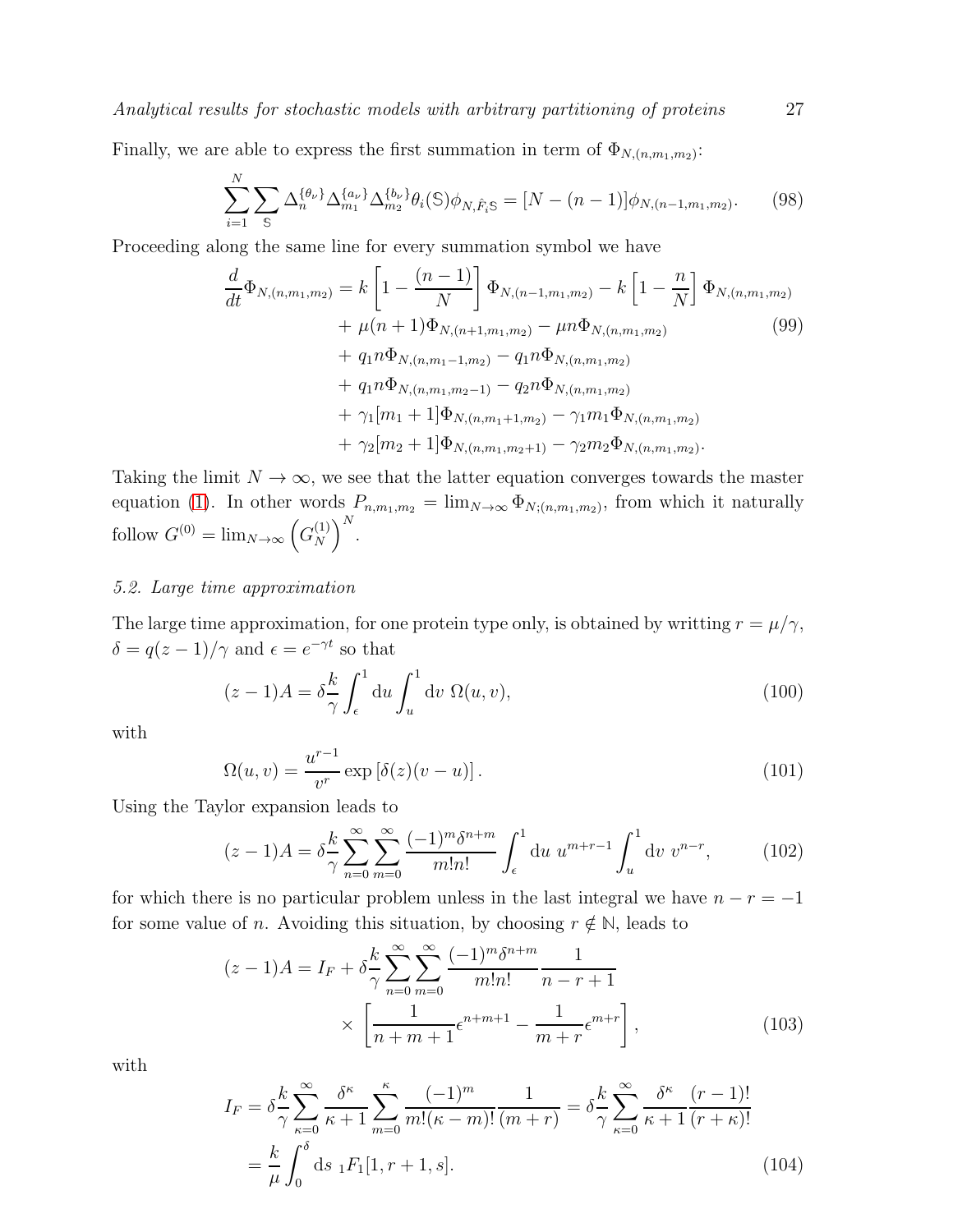Finally, we are able to express the first summation in term of $\Phi_{N,(n,m_1,m_2)}$:

$$\sum_{i=1}^{N}\sum_{\mathbb{S}} \Delta_n^{\{\theta_\nu\}}\Delta_{m_1}^{\{a_\nu\}}\Delta_{m_2}^{\{b_\nu\}}\theta_i(\mathbb{S})\phi_{N,\hat{F}_i\mathbb{S}} = [N-(n-1)]\phi_{N,(n-1,m_1,m_2)}. \tag{98}$$

Proceeding along the same line for every summation symbol we have

$$\begin{aligned}
\frac{d}{dt}\Phi_{N,(n,m_1,m_2)} &= k\left[1-\frac{(n-1)}{N}\right]\Phi_{N,(n-1,m_1,m_2)} - k\left[1-\frac{n}{N}\right]\Phi_{N,(n,m_1,m_2)}\\
&+ \mu(n+1)\Phi_{N,(n+1,m_1,m_2)} - \mu n\Phi_{N,(n,m_1,m_2)}\\
&+ q_1 n\Phi_{N,(n,m_1-1,m_2)} - q_1 n\Phi_{N,(n,m_1,m_2)}\\
&+ q_1 n\Phi_{N,(n,m_1,m_2-1)} - q_2 n\Phi_{N,(n,m_1,m_2)}\\
&+ \gamma_1[m_1+1]\Phi_{N,(n,m_1+1,m_2)} - \gamma_1 m_1\Phi_{N,(n,m_1,m_2)}\\
&+ \gamma_2[m_2+1]\Phi_{N,(n,m_1,m_2+1)} - \gamma_2 m_2\Phi_{N,(n,m_1,m_2)}.
\end{aligned} \tag{99}$$

Taking the limit $N\to\infty$, we see that the latter equation converges towards the master equation (1). In other words $P_{n,m_1,m_2} = \lim_{N\to\infty}\Phi_{N;(n,m_1,m_2)}$, from which it naturally follow $G^{(0)} = \lim_{N\to\infty}\left(G_N^{(1)}\right)^N$.

### 5.2. Large time approximation

The large time approximation, for one protein type only, is obtained by writting $r=\mu/\gamma$, $\delta = q(z-1)/\gamma$ and $\epsilon = e^{-\gamma t}$ so that

$$(z-1)A = \delta\frac{k}{\gamma}\int_\epsilon^1 \mathrm{d}u\int_u^1 \mathrm{d}v\ \Omega(u,v), \tag{100}$$

with

$$\Omega(u,v) = \frac{u^{r-1}}{v^r}\exp\left[\delta(z)(v-u)\right]. \tag{101}$$

Using the Taylor expansion leads to

$$(z-1)A = \delta\frac{k}{\gamma}\sum_{n=0}^{\infty}\sum_{m=0}^{\infty}\frac{(-1)^m\delta^{n+m}}{m!n!}\int_\epsilon^1 \mathrm{d}u\ u^{m+r-1}\int_u^1 \mathrm{d}v\ v^{n-r}, \tag{102}$$

for which there is no particular problem unless in the last integral we have $n-r=-1$ for some value of $n$. Avoiding this situation, by choosing $r\notin\mathbb{N}$, leads to

$$\begin{aligned}
(z-1)A = I_F &+ \delta\frac{k}{\gamma}\sum_{n=0}^{\infty}\sum_{m=0}^{\infty}\frac{(-1)^m\delta^{n+m}}{m!n!}\frac{1}{n-r+1}\\
&\times\left[\frac{1}{n+m+1}\epsilon^{n+m+1} - \frac{1}{m+r}\epsilon^{m+r}\right],
\end{aligned} \tag{103}$$

with

$$\begin{aligned}
I_F &= \delta\frac{k}{\gamma}\sum_{\kappa=0}^{\infty}\frac{\delta^\kappa}{\kappa+1}\sum_{m=0}^{\kappa}\frac{(-1)^m}{m!(\kappa-m)!}\frac{1}{(m+r)} = \delta\frac{k}{\gamma}\sum_{\kappa=0}^{\infty}\frac{\delta^\kappa}{\kappa+1}\frac{(r-1)!}{(r+\kappa)!}\\
&= \frac{k}{\mu}\int_0^\delta \mathrm{d}s\ {}_1F_1[1,r+1,s].
\end{aligned} \tag{104}$$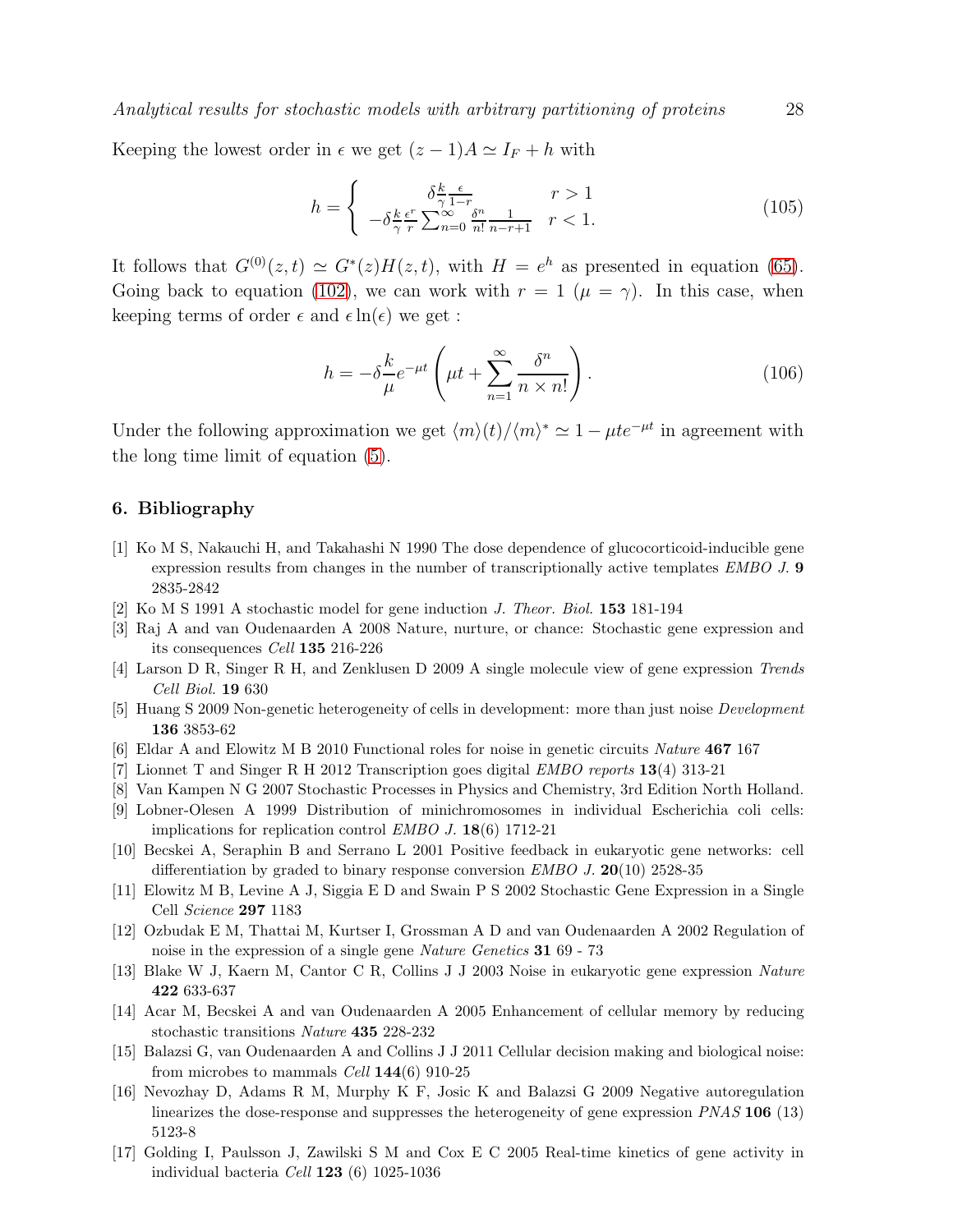Keeping the lowest order in $\epsilon$ we get $(z-1)A \simeq I_F + h$ with

$$h = \begin{cases} \delta \frac{k}{\gamma} \frac{\epsilon}{1-r} & r > 1 \\ -\delta \frac{k}{\gamma} \frac{\epsilon^r}{r} \sum_{n=0}^{\infty} \frac{\delta^n}{n!} \frac{1}{n-r+1} & r < 1. \end{cases} \tag{105}$$

It follows that $G^{(0)}(z,t) \simeq G^*(z)H(z,t)$, with $H = e^h$ as presented in equation (65). Going back to equation (102), we can work with $r = 1$ ($\mu = \gamma$). In this case, when keeping terms of order $\epsilon$ and $\epsilon \ln(\epsilon)$ we get :

$$h = -\delta \frac{k}{\mu} e^{-\mu t} \left( \mu t + \sum_{n=1}^{\infty} \frac{\delta^n}{n \times n!} \right). \tag{106}$$

Under the following approximation we get $\langle m \rangle (t)/\langle m \rangle^* \simeq 1 - \mu t e^{-\mu t}$ in agreement with the long time limit of equation (5).

## 6. Bibliography

[1] Ko M S, Nakauchi H, and Takahashi N 1990 The dose dependence of glucocorticoid-inducible gene expression results from changes in the number of transcriptionally active templates *EMBO J.* **9** 2835-2842

[2] Ko M S 1991 A stochastic model for gene induction *J. Theor. Biol.* **153** 181-194

[3] Raj A and van Oudenaarden A 2008 Nature, nurture, or chance: Stochastic gene expression and its consequences *Cell* **135** 216-226

[4] Larson D R, Singer R H, and Zenklusen D 2009 A single molecule view of gene expression *Trends Cell Biol.* **19** 630

[5] Huang S 2009 Non-genetic heterogeneity of cells in development: more than just noise *Development* **136** 3853-62

[6] Eldar A and Elowitz M B 2010 Functional roles for noise in genetic circuits *Nature* **467** 167

[7] Lionnet T and Singer R H 2012 Transcription goes digital *EMBO reports* **13**(4) 313-21

[8] Van Kampen N G 2007 Stochastic Processes in Physics and Chemistry, 3rd Edition North Holland.

[9] Lobner-Olesen A 1999 Distribution of minichromosomes in individual Escherichia coli cells: implications for replication control *EMBO J.* **18**(6) 1712-21

[10] Becskei A, Seraphin B and Serrano L 2001 Positive feedback in eukaryotic gene networks: cell differentiation by graded to binary response conversion *EMBO J.* **20**(10) 2528-35

[11] Elowitz M B, Levine A J, Siggia E D and Swain P S 2002 Stochastic Gene Expression in a Single Cell *Science* **297** 1183

[12] Ozbudak E M, Thattai M, Kurtser I, Grossman A D and van Oudenaarden A 2002 Regulation of noise in the expression of a single gene *Nature Genetics* **31** 69 - 73

[13] Blake W J, Kaern M, Cantor C R, Collins J J 2003 Noise in eukaryotic gene expression *Nature* **422** 633-637

[14] Acar M, Becskei A and van Oudenaarden A 2005 Enhancement of cellular memory by reducing stochastic transitions *Nature* **435** 228-232

[15] Balazsi G, van Oudenaarden A and Collins J J 2011 Cellular decision making and biological noise: from microbes to mammals *Cell* **144**(6) 910-25

[16] Nevozhay D, Adams R M, Murphy K F, Josic K and Balazsi G 2009 Negative autoregulation linearizes the dose-response and suppresses the heterogeneity of gene expression *PNAS* **106** (13) 5123-8

[17] Golding I, Paulsson J, Zawilski S M and Cox E C 2005 Real-time kinetics of gene activity in individual bacteria *Cell* **123** (6) 1025-1036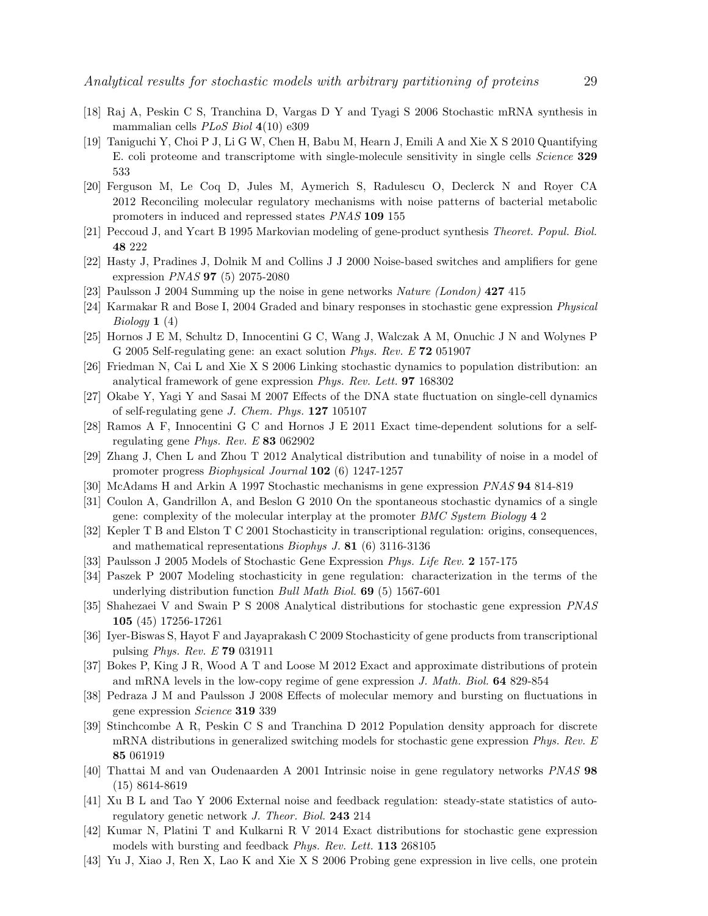[18] Raj A, Peskin C S, Tranchina D, Vargas D Y and Tyagi S 2006 Stochastic mRNA synthesis in mammalian cells *PLoS Biol* **4**(10) e309

[19] Taniguchi Y, Choi P J, Li G W, Chen H, Babu M, Hearn J, Emili A and Xie X S 2010 Quantifying E. coli proteome and transcriptome with single-molecule sensitivity in single cells *Science* **329** 533

[20] Ferguson M, Le Coq D, Jules M, Aymerich S, Radulescu O, Declerck N and Royer CA 2012 Reconciling molecular regulatory mechanisms with noise patterns of bacterial metabolic promoters in induced and repressed states *PNAS* **109** 155

[21] Peccoud J, and Ycart B 1995 Markovian modeling of gene-product synthesis *Theoret. Popul. Biol.* **48** 222

[22] Hasty J, Pradines J, Dolnik M and Collins J J 2000 Noise-based switches and amplifiers for gene expression *PNAS* **97** (5) 2075-2080

[23] Paulsson J 2004 Summing up the noise in gene networks *Nature (London)* **427** 415

[24] Karmakar R and Bose I, 2004 Graded and binary responses in stochastic gene expression *Physical Biology* **1** (4)

[25] Hornos J E M, Schultz D, Innocentini G C, Wang J, Walczak A M, Onuchic J N and Wolynes P G 2005 Self-regulating gene: an exact solution *Phys. Rev. E* **72** 051907

[26] Friedman N, Cai L and Xie X S 2006 Linking stochastic dynamics to population distribution: an analytical framework of gene expression *Phys. Rev. Lett.* **97** 168302

[27] Okabe Y, Yagi Y and Sasai M 2007 Effects of the DNA state fluctuation on single-cell dynamics of self-regulating gene *J. Chem. Phys.* **127** 105107

[28] Ramos A F, Innocentini G C and Hornos J E 2011 Exact time-dependent solutions for a self-regulating gene *Phys. Rev. E* **83** 062902

[29] Zhang J, Chen L and Zhou T 2012 Analytical distribution and tunability of noise in a model of promoter progress *Biophysical Journal* **102** (6) 1247-1257

[30] McAdams H and Arkin A 1997 Stochastic mechanisms in gene expression *PNAS* **94** 814-819

[31] Coulon A, Gandrillon A, and Beslon G 2010 On the spontaneous stochastic dynamics of a single gene: complexity of the molecular interplay at the promoter *BMC System Biology* **4** 2

[32] Kepler T B and Elston T C 2001 Stochasticity in transcriptional regulation: origins, consequences, and mathematical representations *Biophys J.* **81** (6) 3116-3136

[33] Paulsson J 2005 Models of Stochastic Gene Expression *Phys. Life Rev.* **2** 157-175

[34] Paszek P 2007 Modeling stochasticity in gene regulation: characterization in the terms of the underlying distribution function *Bull Math Biol.* **69** (5) 1567-601

[35] Shahezaei V and Swain P S 2008 Analytical distributions for stochastic gene expression *PNAS* **105** (45) 17256-17261

[36] Iyer-Biswas S, Hayot F and Jayaprakash C 2009 Stochasticity of gene products from transcriptional pulsing *Phys. Rev. E* **79** 031911

[37] Bokes P, King J R, Wood A T and Loose M 2012 Exact and approximate distributions of protein and mRNA levels in the low-copy regime of gene expression *J. Math. Biol.* **64** 829-854

[38] Pedraza J M and Paulsson J 2008 Effects of molecular memory and bursting on fluctuations in gene expression *Science* **319** 339

[39] Stinchcombe A R, Peskin C S and Tranchina D 2012 Population density approach for discrete mRNA distributions in generalized switching models for stochastic gene expression *Phys. Rev. E* **85** 061919

[40] Thattai M and van Oudenaarden A 2001 Intrinsic noise in gene regulatory networks *PNAS* **98** (15) 8614-8619

[41] Xu B L and Tao Y 2006 External noise and feedback regulation: steady-state statistics of auto-regulatory genetic network *J. Theor. Biol.* **243** 214

[42] Kumar N, Platini T and Kulkarni R V 2014 Exact distributions for stochastic gene expression models with bursting and feedback *Phys. Rev. Lett.* **113** 268105

[43] Yu J, Xiao J, Ren X, Lao K and Xie X S 2006 Probing gene expression in live cells, one protein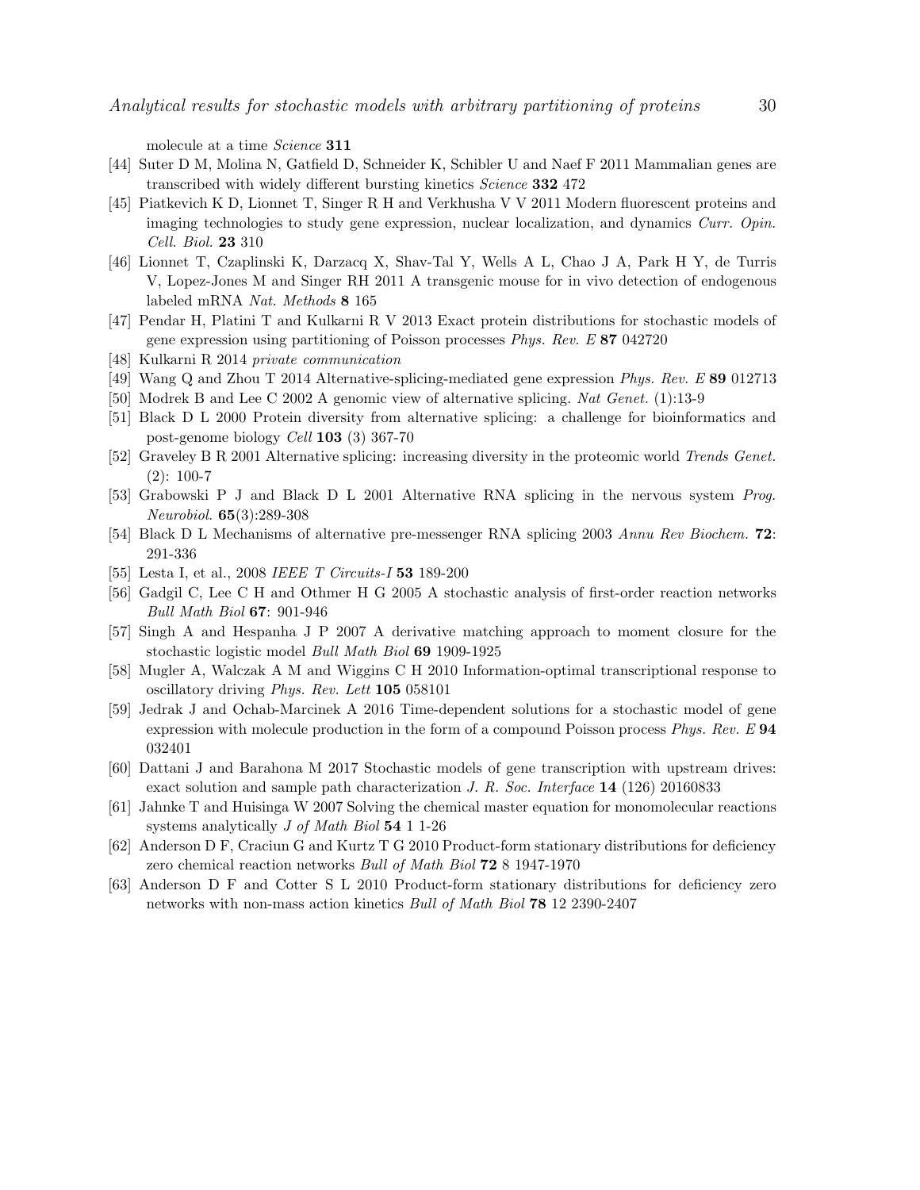molecule at a time *Science* **311**

[44] Suter D M, Molina N, Gatfield D, Schneider K, Schibler U and Naef F 2011 Mammalian genes are transcribed with widely different bursting kinetics *Science* **332** 472

[45] Piatkevich K D, Lionnet T, Singer R H and Verkhusha V V 2011 Modern fluorescent proteins and imaging technologies to study gene expression, nuclear localization, and dynamics *Curr. Opin. Cell. Biol.* **23** 310

[46] Lionnet T, Czaplinski K, Darzacq X, Shav-Tal Y, Wells A L, Chao J A, Park H Y, de Turris V, Lopez-Jones M and Singer RH 2011 A transgenic mouse for in vivo detection of endogenous labeled mRNA *Nat. Methods* **8** 165

[47] Pendar H, Platini T and Kulkarni R V 2013 Exact protein distributions for stochastic models of gene expression using partitioning of Poisson processes *Phys. Rev. E* **87** 042720

[48] Kulkarni R 2014 *private communication*

[49] Wang Q and Zhou T 2014 Alternative-splicing-mediated gene expression *Phys. Rev. E* **89** 012713

[50] Modrek B and Lee C 2002 A genomic view of alternative splicing. *Nat Genet.* (1):13-9

[51] Black D L 2000 Protein diversity from alternative splicing: a challenge for bioinformatics and post-genome biology *Cell* **103** (3) 367-70

[52] Graveley B R 2001 Alternative splicing: increasing diversity in the proteomic world *Trends Genet.* (2): 100-7

[53] Grabowski P J and Black D L 2001 Alternative RNA splicing in the nervous system *Prog. Neurobiol.* **65**(3):289-308

[54] Black D L Mechanisms of alternative pre-messenger RNA splicing 2003 *Annu Rev Biochem.* **72**: 291-336

[55] Lesta I, et al., 2008 *IEEE T Circuits-I* **53** 189-200

[56] Gadgil C, Lee C H and Othmer H G 2005 A stochastic analysis of first-order reaction networks *Bull Math Biol* **67**: 901-946

[57] Singh A and Hespanha J P 2007 A derivative matching approach to moment closure for the stochastic logistic model *Bull Math Biol* **69** 1909-1925

[58] Mugler A, Walczak A M and Wiggins C H 2010 Information-optimal transcriptional response to oscillatory driving *Phys. Rev. Lett* **105** 058101

[59] Jedrak J and Ochab-Marcinek A 2016 Time-dependent solutions for a stochastic model of gene expression with molecule production in the form of a compound Poisson process *Phys. Rev. E* **94** 032401

[60] Dattani J and Barahona M 2017 Stochastic models of gene transcription with upstream drives: exact solution and sample path characterization *J. R. Soc. Interface* **14** (126) 20160833

[61] Jahnke T and Huisinga W 2007 Solving the chemical master equation for monomolecular reactions systems analytically *J of Math Biol* **54** 1 1-26

[62] Anderson D F, Craciun G and Kurtz T G 2010 Product-form stationary distributions for deficiency zero chemical reaction networks *Bull of Math Biol* **72** 8 1947-1970

[63] Anderson D F and Cotter S L 2010 Product-form stationary distributions for deficiency zero networks with non-mass action kinetics *Bull of Math Biol* **78** 12 2390-2407